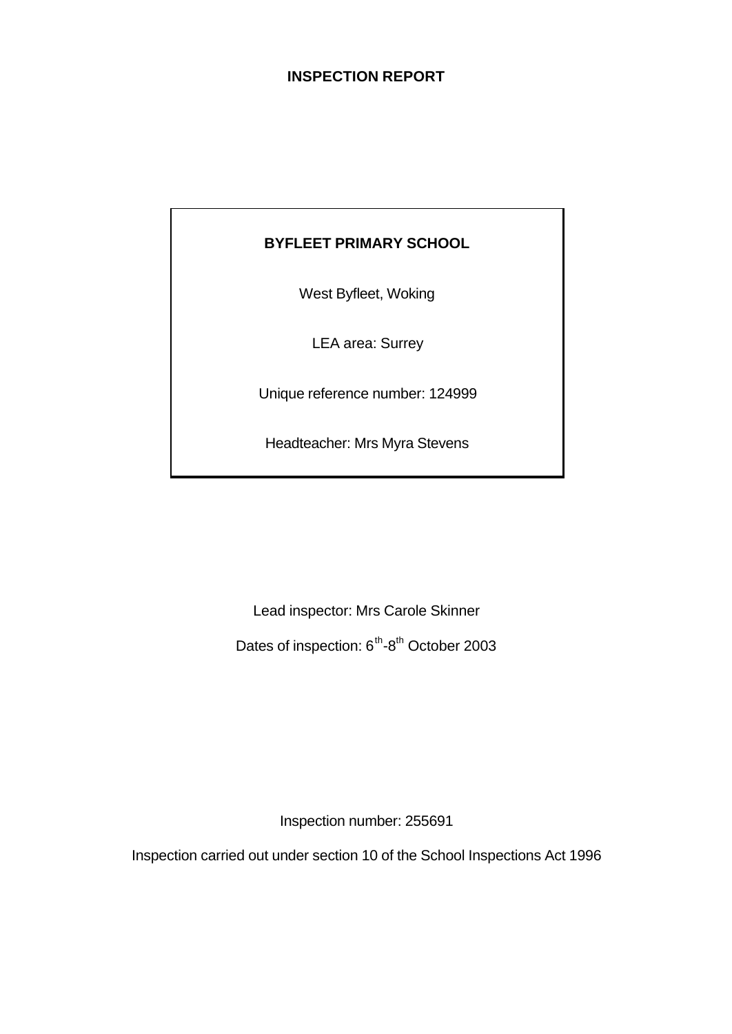# INSPECTION REPORT

**BYFLEET PRIMARY SCHOOL**

West Byfleet, Woking

LEA area: Surrey

Unique reference number: 124999

Headteacher: Mrs Myra Stevens

Lead inspector: Mrs Carole Skinner

Dates of inspection: $6^{th}$-$8^{th}$ October 2003

Inspection number: 255691

Inspection carried out under section 10 of the School Inspections Act 1996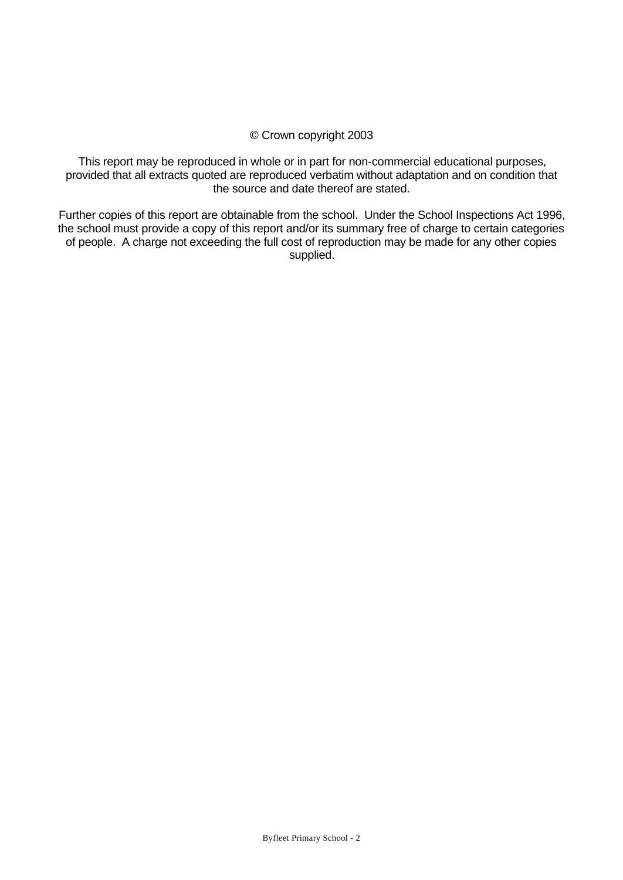© Crown copyright 2003

This report may be reproduced in whole or in part for non-commercial educational purposes, provided that all extracts quoted are reproduced verbatim without adaptation and on condition that the source and date thereof are stated.

Further copies of this report are obtainable from the school. Under the School Inspections Act 1996, the school must provide a copy of this report and/or its summary free of charge to certain categories of people. A charge not exceeding the full cost of reproduction may be made for any other copies supplied.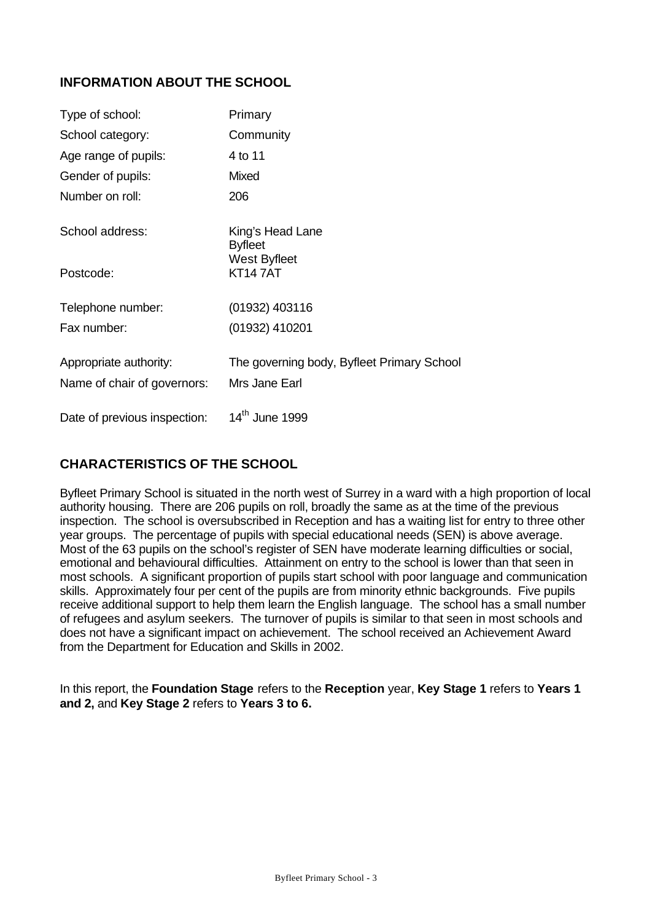## INFORMATION ABOUT THE SCHOOL

| | |
|---|---|
| Type of school: | Primary |
| School category: | Community |
| Age range of pupils: | 4 to 11 |
| Gender of pupils: | Mixed |
| Number on roll: | 206 |
| School address: | King's Head Lane<br>Byfleet<br>West Byfleet |
| Postcode: | KT14 7AT |
| Telephone number: | (01932) 403116 |
| Fax number: | (01932) 410201 |
| Appropriate authority: | The governing body, Byfleet Primary School |
| Name of chair of governors: | Mrs Jane Earl |
| Date of previous inspection: | 14th June 1999 |

## CHARACTERISTICS OF THE SCHOOL

Byfleet Primary School is situated in the north west of Surrey in a ward with a high proportion of local authority housing. There are 206 pupils on roll, broadly the same as at the time of the previous inspection. The school is oversubscribed in Reception and has a waiting list for entry to three other year groups. The percentage of pupils with special educational needs (SEN) is above average. Most of the 63 pupils on the school's register of SEN have moderate learning difficulties or social, emotional and behavioural difficulties. Attainment on entry to the school is lower than that seen in most schools. A significant proportion of pupils start school with poor language and communication skills. Approximately four per cent of the pupils are from minority ethnic backgrounds. Five pupils receive additional support to help them learn the English language. The school has a small number of refugees and asylum seekers. The turnover of pupils is similar to that seen in most schools and does not have a significant impact on achievement. The school received an Achievement Award from the Department for Education and Skills in 2002.

In this report, the **Foundation Stage** refers to the **Reception** year, **Key Stage 1** refers to **Years 1 and 2,** and **Key Stage 2** refers to **Years 3 to 6.**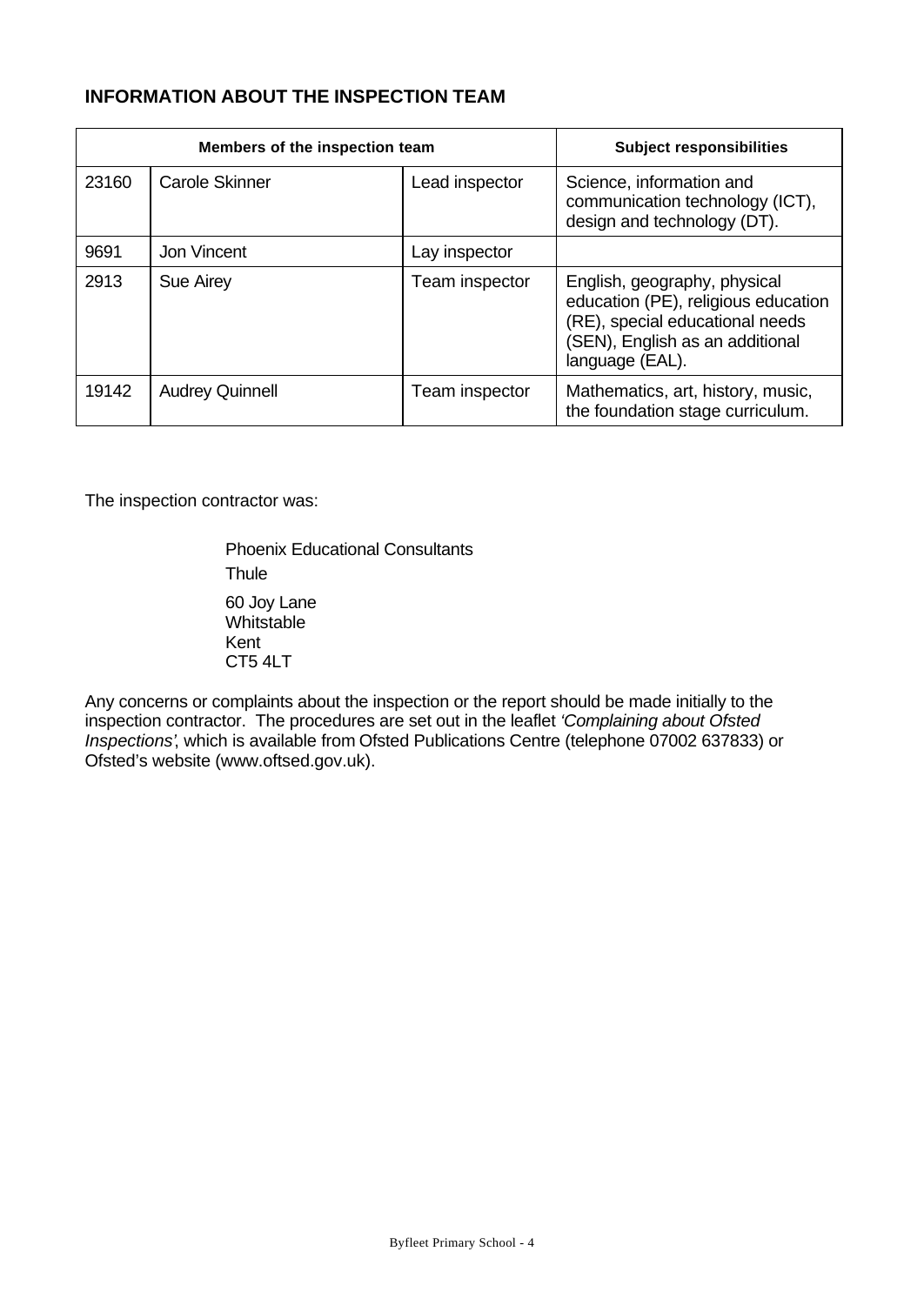## INFORMATION ABOUT THE INSPECTION TEAM

| Members of the inspection team | | | Subject responsibilities |
|---|---|---|---|
| 23160 | Carole Skinner | Lead inspector | Science, information and communication technology (ICT), design and technology (DT). |
| 9691 | Jon Vincent | Lay inspector | |
| 2913 | Sue Airey | Team inspector | English, geography, physical education (PE), religious education (RE), special educational needs (SEN), English as an additional language (EAL). |
| 19142 | Audrey Quinnell | Team inspector | Mathematics, art, history, music, the foundation stage curriculum. |

The inspection contractor was:

Phoenix Educational Consultants
Thule
60 Joy Lane
Whitstable
Kent
CT5 4LT

Any concerns or complaints about the inspection or the report should be made initially to the inspection contractor. The procedures are set out in the leaflet *'Complaining about Ofsted Inspections'*, which is available from Ofsted Publications Centre (telephone 07002 637833) or Ofsted's website (www.oftsed.gov.uk).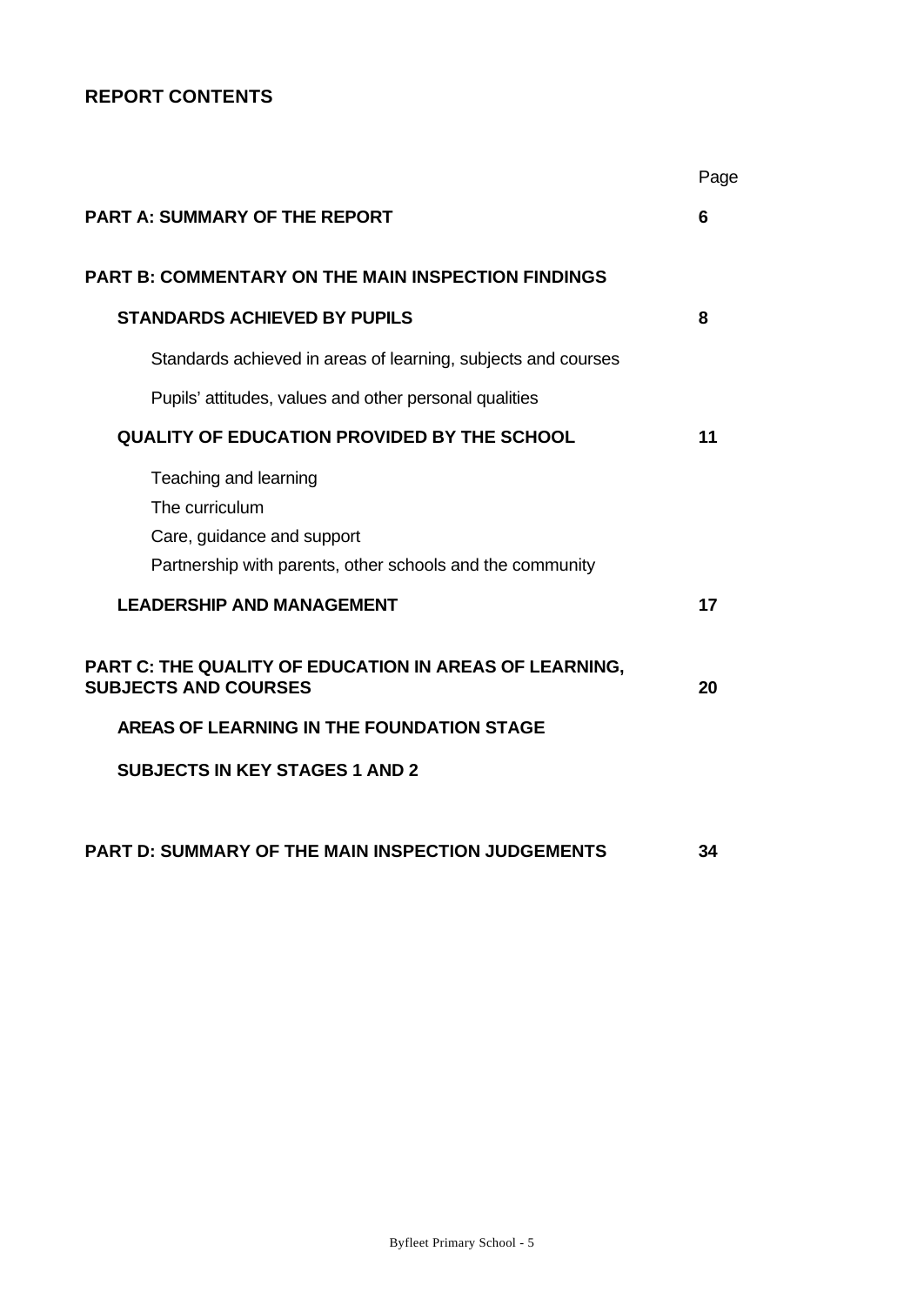## REPORT CONTENTS

| | Page |
|---|---|
| **PART A: SUMMARY OF THE REPORT** | **6** |
| **PART B: COMMENTARY ON THE MAIN INSPECTION FINDINGS** | |
| **STANDARDS ACHIEVED BY PUPILS** | **8** |
| Standards achieved in areas of learning, subjects and courses | |
| Pupils' attitudes, values and other personal qualities | |
| **QUALITY OF EDUCATION PROVIDED BY THE SCHOOL** | **11** |
| Teaching and learning | |
| The curriculum | |
| Care, guidance and support | |
| Partnership with parents, other schools and the community | |
| **LEADERSHIP AND MANAGEMENT** | **17** |
| **PART C: THE QUALITY OF EDUCATION IN AREAS OF LEARNING, SUBJECTS AND COURSES** | **20** |
| **AREAS OF LEARNING IN THE FOUNDATION STAGE** | |
| **SUBJECTS IN KEY STAGES 1 AND 2** | |
| **PART D: SUMMARY OF THE MAIN INSPECTION JUDGEMENTS** | **34** |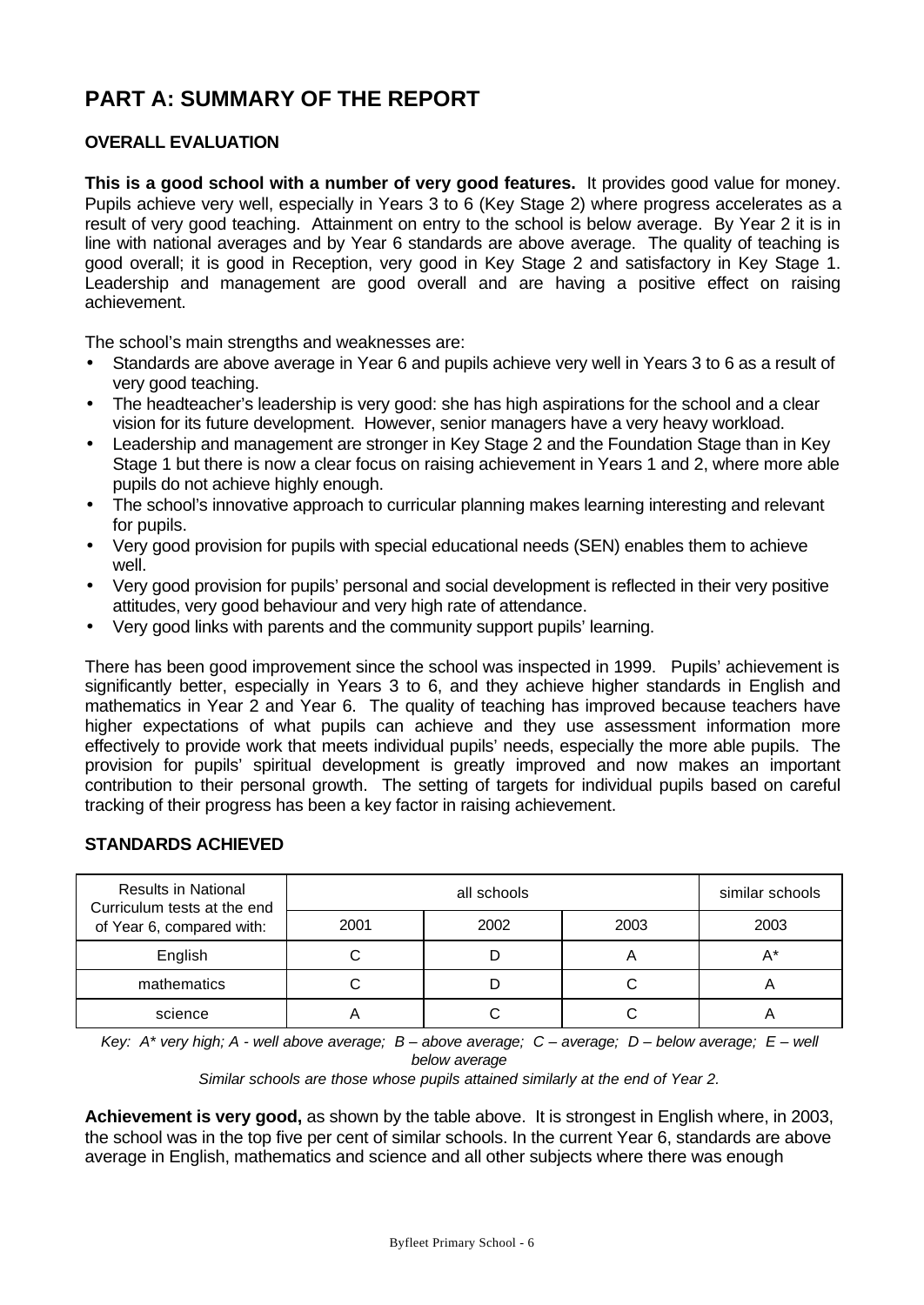# PART A: SUMMARY OF THE REPORT

## OVERALL EVALUATION

**This is a good school with a number of very good features.** It provides good value for money. Pupils achieve very well, especially in Years 3 to 6 (Key Stage 2) where progress accelerates as a result of very good teaching. Attainment on entry to the school is below average. By Year 2 it is in line with national averages and by Year 6 standards are above average. The quality of teaching is good overall; it is good in Reception, very good in Key Stage 2 and satisfactory in Key Stage 1. Leadership and management are good overall and are having a positive effect on raising achievement.

The school's main strengths and weaknesses are:

- Standards are above average in Year 6 and pupils achieve very well in Years 3 to 6 as a result of very good teaching.
- The headteacher's leadership is very good: she has high aspirations for the school and a clear vision for its future development. However, senior managers have a very heavy workload.
- Leadership and management are stronger in Key Stage 2 and the Foundation Stage than in Key Stage 1 but there is now a clear focus on raising achievement in Years 1 and 2, where more able pupils do not achieve highly enough.
- The school's innovative approach to curricular planning makes learning interesting and relevant for pupils.
- Very good provision for pupils with special educational needs (SEN) enables them to achieve well.
- Very good provision for pupils' personal and social development is reflected in their very positive attitudes, very good behaviour and very high rate of attendance.
- Very good links with parents and the community support pupils' learning.

There has been good improvement since the school was inspected in 1999. Pupils' achievement is significantly better, especially in Years 3 to 6, and they achieve higher standards in English and mathematics in Year 2 and Year 6. The quality of teaching has improved because teachers have higher expectations of what pupils can achieve and they use assessment information more effectively to provide work that meets individual pupils' needs, especially the more able pupils. The provision for pupils' spiritual development is greatly improved and now makes an important contribution to their personal growth. The setting of targets for individual pupils based on careful tracking of their progress has been a key factor in raising achievement.

## STANDARDS ACHIEVED

| Results in National Curriculum tests at the end of Year 6, compared with: | all schools | | | similar schools |
|---|---|---|---|---|
| | 2001 | 2002 | 2003 | 2003 |
| English | C | D | A | A* |
| mathematics | C | D | C | A |
| science | A | C | C | A |

*Key: A\* very high; A - well above average; B – above average; C – average; D – below average; E – well below average*

*Similar schools are those whose pupils attained similarly at the end of Year 2.*

**Achievement is very good,** as shown by the table above. It is strongest in English where, in 2003, the school was in the top five per cent of similar schools. In the current Year 6, standards are above average in English, mathematics and science and all other subjects where there was enough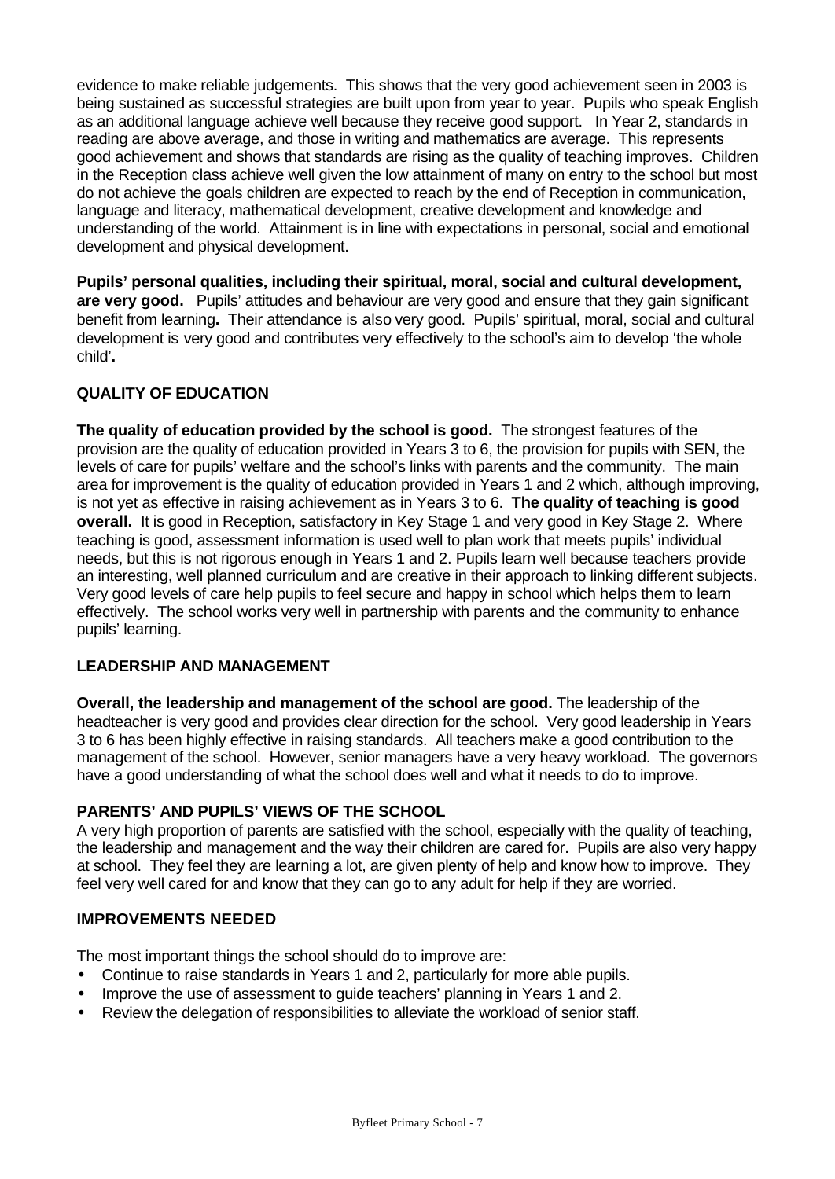evidence to make reliable judgements. This shows that the very good achievement seen in 2003 is being sustained as successful strategies are built upon from year to year. Pupils who speak English as an additional language achieve well because they receive good support. In Year 2, standards in reading are above average, and those in writing and mathematics are average. This represents good achievement and shows that standards are rising as the quality of teaching improves. Children in the Reception class achieve well given the low attainment of many on entry to the school but most do not achieve the goals children are expected to reach by the end of Reception in communication, language and literacy, mathematical development, creative development and knowledge and understanding of the world. Attainment is in line with expectations in personal, social and emotional development and physical development.

**Pupils' personal qualities, including their spiritual, moral, social and cultural development, are very good.** Pupils' attitudes and behaviour are very good and ensure that they gain significant benefit from learning**.** Their attendance is *also* very good. Pupils' spiritual, moral, social and cultural development is very good and contributes very effectively to the school's aim to develop 'the whole child'**.**

## QUALITY OF EDUCATION

**The quality of education provided by the school is good.** The strongest features of the provision are the quality of education provided in Years 3 to 6, the provision for pupils with SEN, the levels of care for pupils' welfare and the school's links with parents and the community. The main area for improvement is the quality of education provided in Years 1 and 2 which, although improving, is not yet as effective in raising achievement as in Years 3 to 6. **The quality of teaching is good overall.** It is good in Reception, satisfactory in Key Stage 1 and very good in Key Stage 2. Where teaching is good, assessment information is used well to plan work that meets pupils' individual needs, but this is not rigorous enough in Years 1 and 2. Pupils learn well because teachers provide an interesting, well planned curriculum and are creative in their approach to linking different subjects. Very good levels of care help pupils to feel secure and happy in school which helps them to learn effectively. The school works very well in partnership with parents and the community to enhance pupils' learning.

## LEADERSHIP AND MANAGEMENT

**Overall, the leadership and management of the school are good.** The leadership of the headteacher is very good and provides clear direction for the school. Very good leadership in Years 3 to 6 has been highly effective in raising standards. All teachers make a good contribution to the management of the school. However, senior managers have a very heavy workload. The governors have a good understanding of what the school does well and what it needs to do to improve.

## PARENTS' AND PUPILS' VIEWS OF THE SCHOOL

A very high proportion of parents are satisfied with the school, especially with the quality of teaching, the leadership and management and the way their children are cared for. Pupils are also very happy at school. They feel they are learning a lot, are given plenty of help and know how to improve. They feel very well cared for and know that they can go to any adult for help if they are worried.

## IMPROVEMENTS NEEDED

The most important things the school should do to improve are:

- Continue to raise standards in Years 1 and 2, particularly for more able pupils.
- Improve the use of assessment to guide teachers' planning in Years 1 and 2.
- Review the delegation of responsibilities to alleviate the workload of senior staff.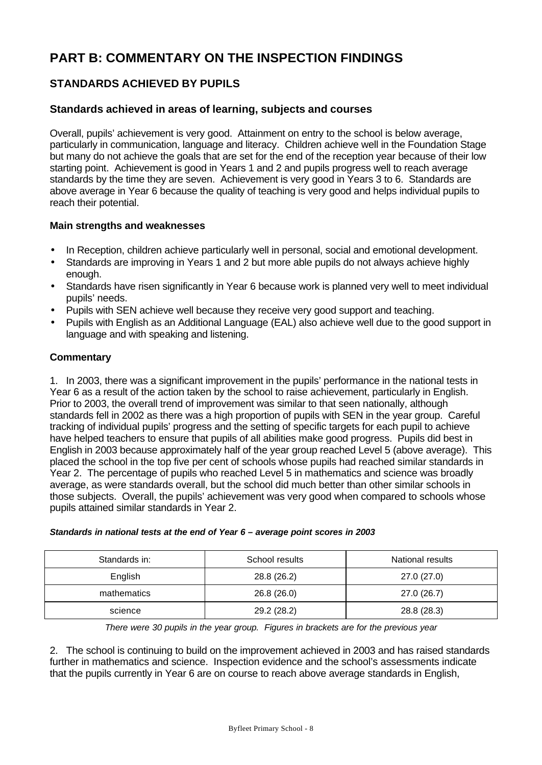# PART B: COMMENTARY ON THE INSPECTION FINDINGS

## STANDARDS ACHIEVED BY PUPILS

### Standards achieved in areas of learning, subjects and courses

Overall, pupils' achievement is very good. Attainment on entry to the school is below average, particularly in communication, language and literacy. Children achieve well in the Foundation Stage but many do not achieve the goals that are set for the end of the reception year because of their low starting point. Achievement is good in Years 1 and 2 and pupils progress well to reach average standards by the time they are seven. Achievement is very good in Years 3 to 6. Standards are above average in Year 6 because the quality of teaching is very good and helps individual pupils to reach their potential.

**Main strengths and weaknesses**

- In Reception, children achieve particularly well in personal, social and emotional development.
- Standards are improving in Years 1 and 2 but more able pupils do not always achieve highly enough.
- Standards have risen significantly in Year 6 because work is planned very well to meet individual pupils' needs.
- Pupils with SEN achieve well because they receive very good support and teaching.
- Pupils with English as an Additional Language (EAL) also achieve well due to the good support in language and with speaking and listening.

**Commentary**

1. In 2003, there was a significant improvement in the pupils' performance in the national tests in Year 6 as a result of the action taken by the school to raise achievement, particularly in English. Prior to 2003, the overall trend of improvement was similar to that seen nationally, although standards fell in 2002 as there was a high proportion of pupils with SEN in the year group. Careful tracking of individual pupils' progress and the setting of specific targets for each pupil to achieve have helped teachers to ensure that pupils of all abilities make good progress. Pupils did best in English in 2003 because approximately half of the year group reached Level 5 (above average). This placed the school in the top five per cent of schools whose pupils had reached similar standards in Year 2. The percentage of pupils who reached Level 5 in mathematics and science was broadly average, as were standards overall, but the school did much better than other similar schools in those subjects. Overall, the pupils' achievement was very good when compared to schools whose pupils attained similar standards in Year 2.

***Standards in national tests at the end of Year 6 – average point scores in 2003***

| Standards in: | School results | National results |
|---|---|---|
| English | 28.8 (26.2) | 27.0 (27.0) |
| mathematics | 26.8 (26.0) | 27.0 (26.7) |
| science | 29.2 (28.2) | 28.8 (28.3) |

*There were 30 pupils in the year group. Figures in brackets are for the previous year*

2. The school is continuing to build on the improvement achieved in 2003 and has raised standards further in mathematics and science. Inspection evidence and the school's assessments indicate that the pupils currently in Year 6 are on course to reach above average standards in English,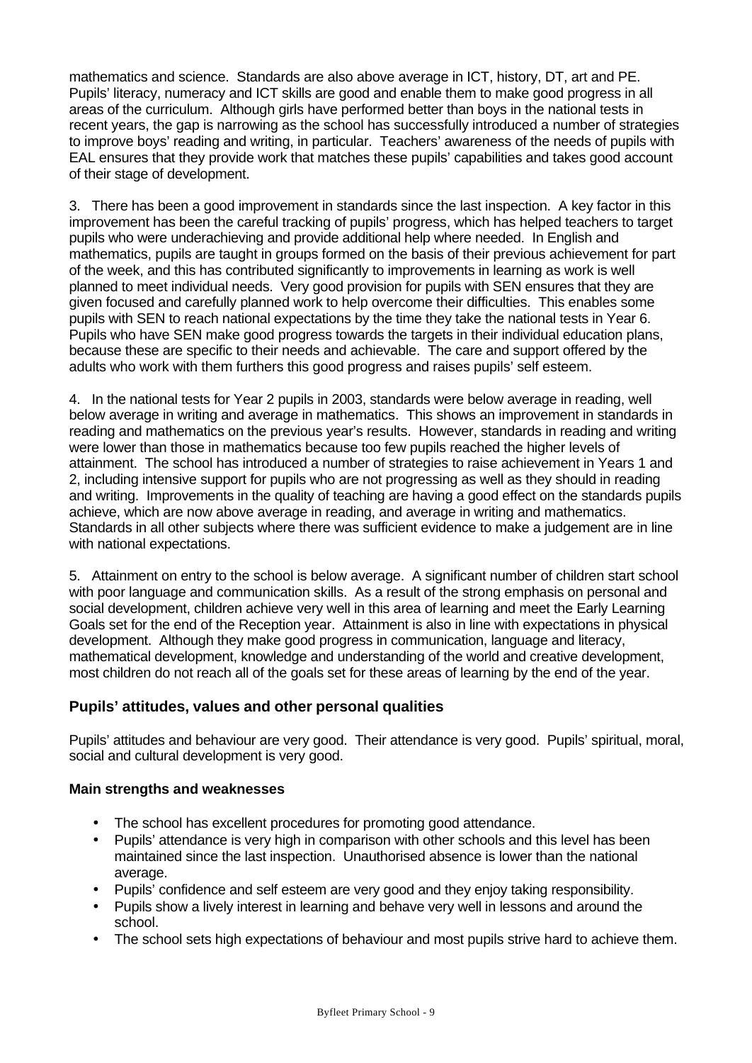mathematics and science. Standards are also above average in ICT, history, DT, art and PE. Pupils' literacy, numeracy and ICT skills are good and enable them to make good progress in all areas of the curriculum. Although girls have performed better than boys in the national tests in recent years, the gap is narrowing as the school has successfully introduced a number of strategies to improve boys' reading and writing, in particular. Teachers' awareness of the needs of pupils with EAL ensures that they provide work that matches these pupils' capabilities and takes good account of their stage of development.

3. There has been a good improvement in standards since the last inspection. A key factor in this improvement has been the careful tracking of pupils' progress, which has helped teachers to target pupils who were underachieving and provide additional help where needed. In English and mathematics, pupils are taught in groups formed on the basis of their previous achievement for part of the week, and this has contributed significantly to improvements in learning as work is well planned to meet individual needs. Very good provision for pupils with SEN ensures that they are given focused and carefully planned work to help overcome their difficulties. This enables some pupils with SEN to reach national expectations by the time they take the national tests in Year 6. Pupils who have SEN make good progress towards the targets in their individual education plans, because these are specific to their needs and achievable. The care and support offered by the adults who work with them furthers this good progress and raises pupils' self esteem.

4. In the national tests for Year 2 pupils in 2003, standards were below average in reading, well below average in writing and average in mathematics. This shows an improvement in standards in reading and mathematics on the previous year's results. However, standards in reading and writing were lower than those in mathematics because too few pupils reached the higher levels of attainment. The school has introduced a number of strategies to raise achievement in Years 1 and 2, including intensive support for pupils who are not progressing as well as they should in reading and writing. Improvements in the quality of teaching are having a good effect on the standards pupils achieve, which are now above average in reading, and average in writing and mathematics. Standards in all other subjects where there was sufficient evidence to make a judgement are in line with national expectations.

5. Attainment on entry to the school is below average. A significant number of children start school with poor language and communication skills. As a result of the strong emphasis on personal and social development, children achieve very well in this area of learning and meet the Early Learning Goals set for the end of the Reception year. Attainment is also in line with expectations in physical development. Although they make good progress in communication, language and literacy, mathematical development, knowledge and understanding of the world and creative development, most children do not reach all of the goals set for these areas of learning by the end of the year.

## Pupils' attitudes, values and other personal qualities

Pupils' attitudes and behaviour are very good. Their attendance is very good. Pupils' spiritual, moral, social and cultural development is very good.

### Main strengths and weaknesses

- The school has excellent procedures for promoting good attendance.
- Pupils' attendance is very high in comparison with other schools and this level has been maintained since the last inspection. Unauthorised absence is lower than the national average.
- Pupils' confidence and self esteem are very good and they enjoy taking responsibility.
- Pupils show a lively interest in learning and behave very well in lessons and around the school.
- The school sets high expectations of behaviour and most pupils strive hard to achieve them.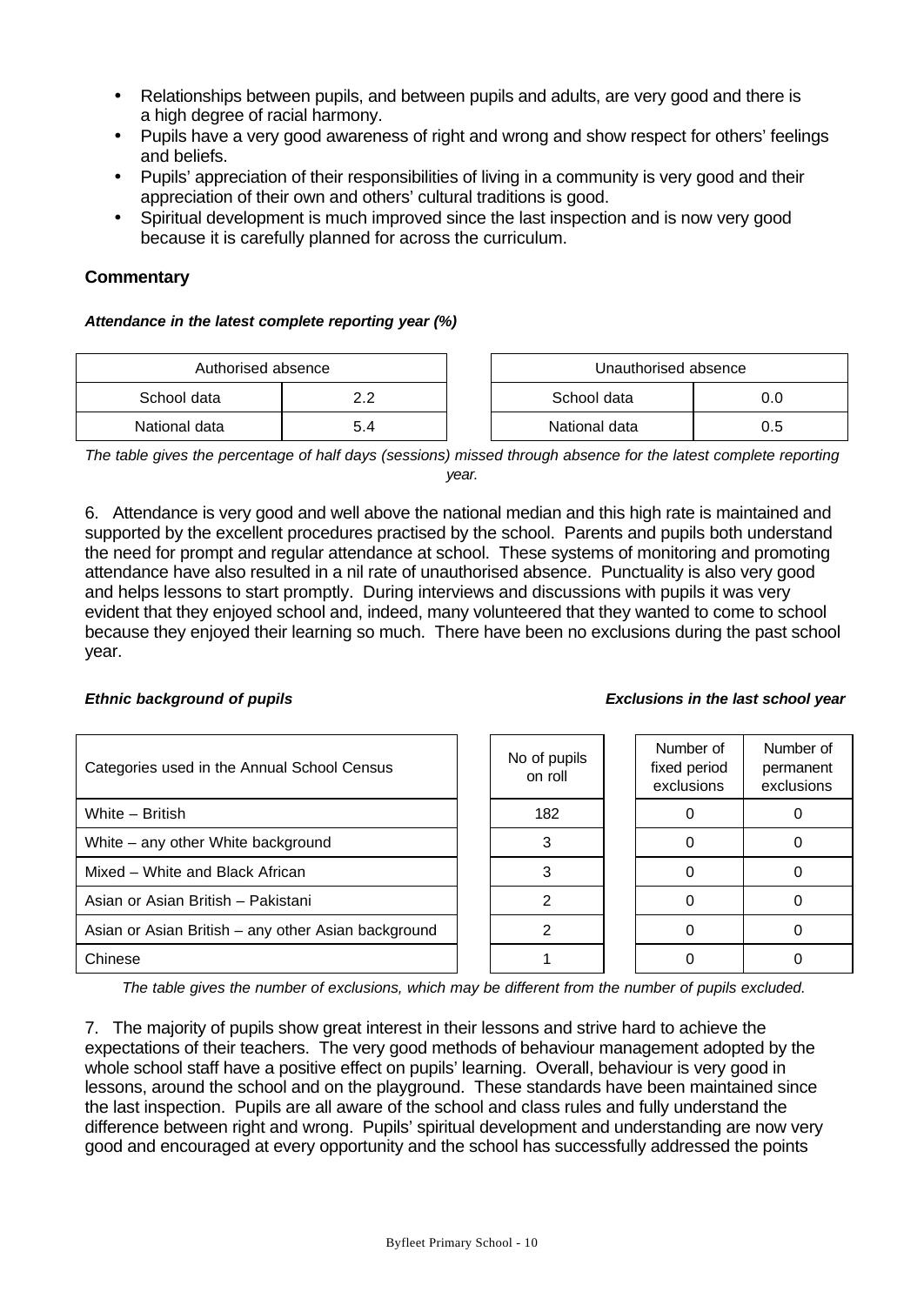- Relationships between pupils, and between pupils and adults, are very good and there is a high degree of racial harmony.
- Pupils have a very good awareness of right and wrong and show respect for others' feelings and beliefs.
- Pupils' appreciation of their responsibilities of living in a community is very good and their appreciation of their own and others' cultural traditions is good.
- Spiritual development is much improved since the last inspection and is now very good because it is carefully planned for across the curriculum.

### Commentary

***Attendance in the latest complete reporting year (%)***

| Authorised absence | | Unauthorised absence | |
|---|---|---|---|
| School data | 2.2 | School data | 0.0 |
| National data | 5.4 | National data | 0.5 |

*The table gives the percentage of half days (sessions) missed through absence for the latest complete reporting year.*

6. Attendance is very good and well above the national median and this high rate is maintained and supported by the excellent procedures practised by the school. Parents and pupils both understand the need for prompt and regular attendance at school. These systems of monitoring and promoting attendance have also resulted in a nil rate of unauthorised absence. Punctuality is also very good and helps lessons to start promptly. During interviews and discussions with pupils it was very evident that they enjoyed school and, indeed, many volunteered that they wanted to come to school because they enjoyed their learning so much. There have been no exclusions during the past school year.

***Ethnic background of pupils*** ***Exclusions in the last school year***

| Categories used in the Annual School Census | No of pupils on roll | Number of fixed period exclusions | Number of permanent exclusions |
|---|---|---|---|
| White – British | 182 | 0 | 0 |
| White – any other White background | 3 | 0 | 0 |
| Mixed – White and Black African | 3 | 0 | 0 |
| Asian or Asian British – Pakistani | 2 | 0 | 0 |
| Asian or Asian British – any other Asian background | 2 | 0 | 0 |
| Chinese | 1 | 0 | 0 |

*The table gives the number of exclusions, which may be different from the number of pupils excluded.*

7. The majority of pupils show great interest in their lessons and strive hard to achieve the expectations of their teachers. The very good methods of behaviour management adopted by the whole school staff have a positive effect on pupils' learning. Overall, behaviour is very good in lessons, around the school and on the playground. These standards have been maintained since the last inspection. Pupils are all aware of the school and class rules and fully understand the difference between right and wrong. Pupils' spiritual development and understanding are now very good and encouraged at every opportunity and the school has successfully addressed the points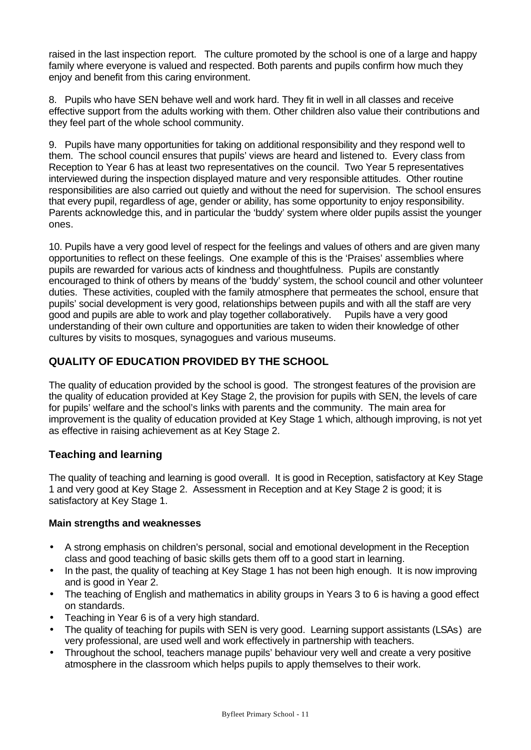raised in the last inspection report. The culture promoted by the school is one of a large and happy family where everyone is valued and respected. Both parents and pupils confirm how much they enjoy and benefit from this caring environment.

8. Pupils who have SEN behave well and work hard. They fit in well in all classes and receive effective support from the adults working with them. Other children also value their contributions and they feel part of the whole school community.

9. Pupils have many opportunities for taking on additional responsibility and they respond well to them. The school council ensures that pupils' views are heard and listened to. Every class from Reception to Year 6 has at least two representatives on the council. Two Year 5 representatives interviewed during the inspection displayed mature and very responsible attitudes. Other routine responsibilities are also carried out quietly and without the need for supervision. The school ensures that every pupil, regardless of age, gender or ability, has some opportunity to enjoy responsibility. Parents acknowledge this, and in particular the 'buddy' system where older pupils assist the younger ones.

10. Pupils have a very good level of respect for the feelings and values of others and are given many opportunities to reflect on these feelings. One example of this is the 'Praises' assemblies where pupils are rewarded for various acts of kindness and thoughtfulness. Pupils are constantly encouraged to think of others by means of the 'buddy' system, the school council and other volunteer duties. These activities, coupled with the family atmosphere that permeates the school, ensure that pupils' social development is very good, relationships between pupils and with all the staff are very good and pupils are able to work and play together collaboratively. Pupils have a very good understanding of their own culture and opportunities are taken to widen their knowledge of other cultures by visits to mosques, synagogues and various museums.

## QUALITY OF EDUCATION PROVIDED BY THE SCHOOL

The quality of education provided by the school is good. The strongest features of the provision are the quality of education provided at Key Stage 2, the provision for pupils with SEN, the levels of care for pupils' welfare and the school's links with parents and the community. The main area for improvement is the quality of education provided at Key Stage 1 which, although improving, is not yet as effective in raising achievement as at Key Stage 2.

### Teaching and learning

The quality of teaching and learning is good overall. It is good in Reception, satisfactory at Key Stage 1 and very good at Key Stage 2. Assessment in Reception and at Key Stage 2 is good; it is satisfactory at Key Stage 1.

**Main strengths and weaknesses**

- A strong emphasis on children's personal, social and emotional development in the Reception class and good teaching of basic skills gets them off to a good start in learning.
- In the past, the quality of teaching at Key Stage 1 has not been high enough. It is now improving and is good in Year 2.
- The teaching of English and mathematics in ability groups in Years 3 to 6 is having a good effect on standards.
- Teaching in Year 6 is of a very high standard.
- The quality of teaching for pupils with SEN is very good. Learning support assistants (LSAs) are very professional, are used well and work effectively in partnership with teachers.
- Throughout the school, teachers manage pupils' behaviour very well and create a very positive atmosphere in the classroom which helps pupils to apply themselves to their work.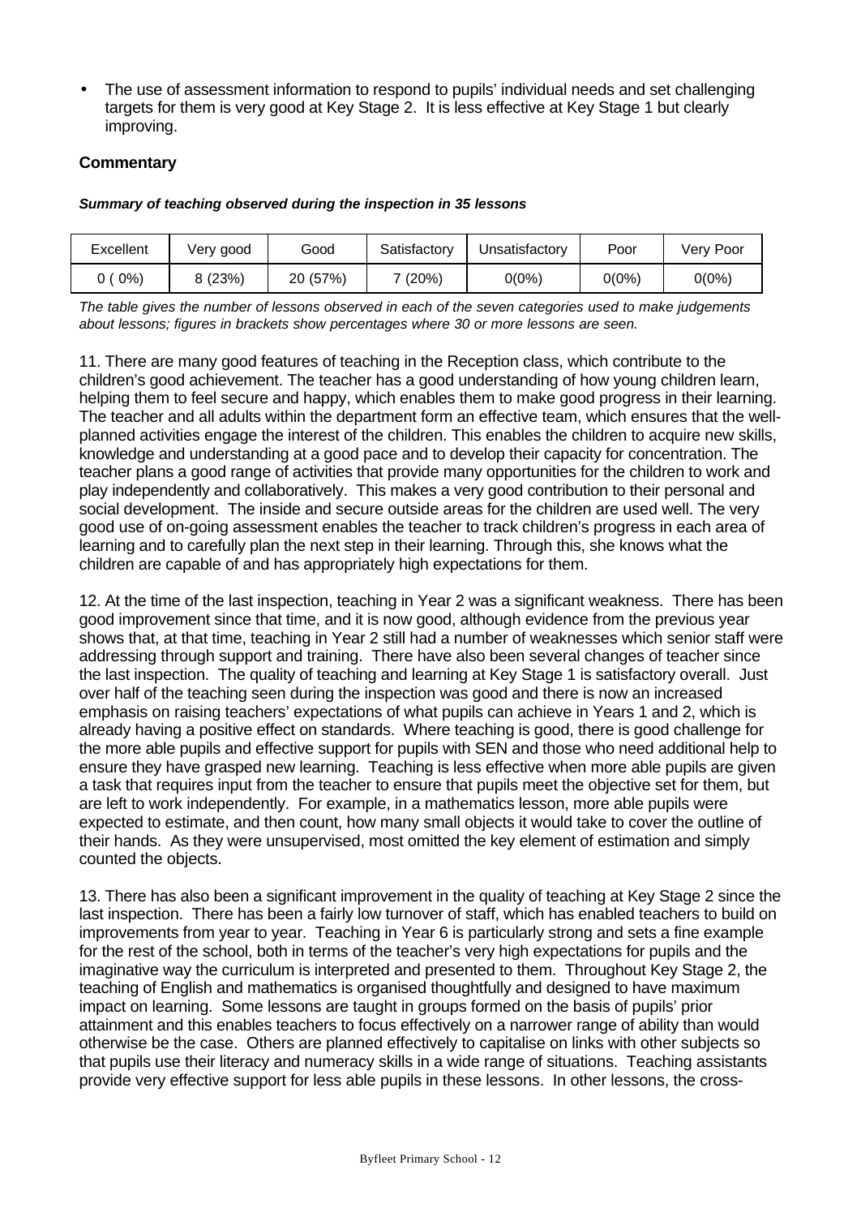- The use of assessment information to respond to pupils' individual needs and set challenging targets for them is very good at Key Stage 2. It is less effective at Key Stage 1 but clearly improving.

### Commentary

***Summary of teaching observed during the inspection in 35 lessons***

| Excellent | Very good | Good | Satisfactory | Unsatisfactory | Poor | Very Poor |
|---|---|---|---|---|---|---|
| 0 ( 0%) | 8 (23%) | 20 (57%) | 7 (20%) | 0(0%) | 0(0%) | 0(0%) |

*The table gives the number of lessons observed in each of the seven categories used to make judgements about lessons; figures in brackets show percentages where 30 or more lessons are seen.*

11. There are many good features of teaching in the Reception class, which contribute to the children's good achievement. The teacher has a good understanding of how young children learn, helping them to feel secure and happy, which enables them to make good progress in their learning. The teacher and all adults within the department form an effective team, which ensures that the well-planned activities engage the interest of the children. This enables the children to acquire new skills, knowledge and understanding at a good pace and to develop their capacity for concentration. The teacher plans a good range of activities that provide many opportunities for the children to work and play independently and collaboratively. This makes a very good contribution to their personal and social development. The inside and secure outside areas for the children are used well. The very good use of on-going assessment enables the teacher to track children's progress in each area of learning and to carefully plan the next step in their learning. Through this, she knows what the children are capable of and has appropriately high expectations for them.

12. At the time of the last inspection, teaching in Year 2 was a significant weakness. There has been good improvement since that time, and it is now good, although evidence from the previous year shows that, at that time, teaching in Year 2 still had a number of weaknesses which senior staff were addressing through support and training. There have also been several changes of teacher since the last inspection. The quality of teaching and learning at Key Stage 1 is satisfactory overall. Just over half of the teaching seen during the inspection was good and there is now an increased emphasis on raising teachers' expectations of what pupils can achieve in Years 1 and 2, which is already having a positive effect on standards. Where teaching is good, there is good challenge for the more able pupils and effective support for pupils with SEN and those who need additional help to ensure they have grasped new learning. Teaching is less effective when more able pupils are given a task that requires input from the teacher to ensure that pupils meet the objective set for them, but are left to work independently. For example, in a mathematics lesson, more able pupils were expected to estimate, and then count, how many small objects it would take to cover the outline of their hands. As they were unsupervised, most omitted the key element of estimation and simply counted the objects.

13. There has also been a significant improvement in the quality of teaching at Key Stage 2 since the last inspection. There has been a fairly low turnover of staff, which has enabled teachers to build on improvements from year to year. Teaching in Year 6 is particularly strong and sets a fine example for the rest of the school, both in terms of the teacher's very high expectations for pupils and the imaginative way the curriculum is interpreted and presented to them. Throughout Key Stage 2, the teaching of English and mathematics is organised thoughtfully and designed to have maximum impact on learning. Some lessons are taught in groups formed on the basis of pupils' prior attainment and this enables teachers to focus effectively on a narrower range of ability than would otherwise be the case. Others are planned effectively to capitalise on links with other subjects so that pupils use their literacy and numeracy skills in a wide range of situations. Teaching assistants provide very effective support for less able pupils in these lessons. In other lessons, the cross-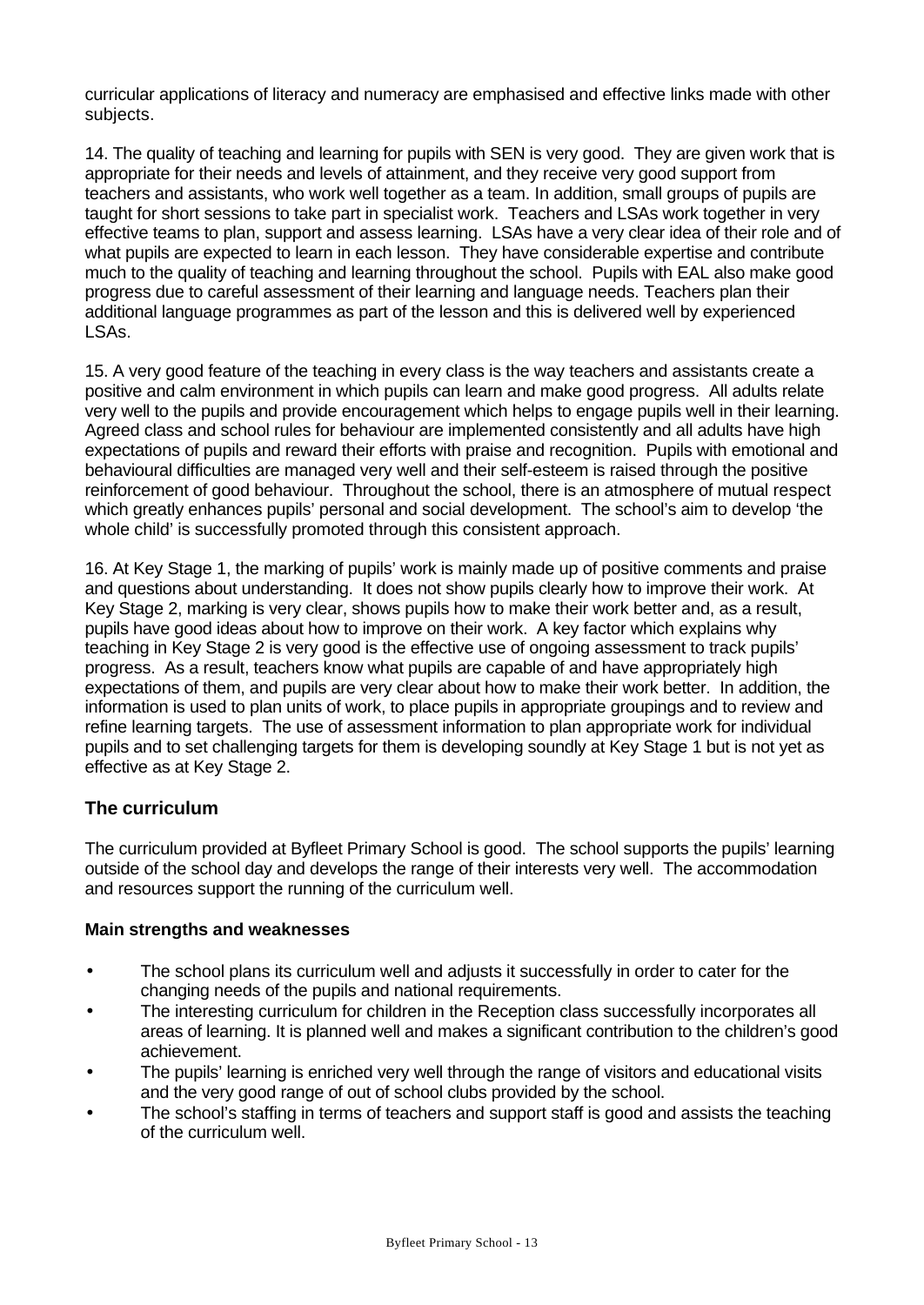curricular applications of literacy and numeracy are emphasised and effective links made with other subjects.

14. The quality of teaching and learning for pupils with SEN is very good. They are given work that is appropriate for their needs and levels of attainment, and they receive very good support from teachers and assistants, who work well together as a team. In addition, small groups of pupils are taught for short sessions to take part in specialist work. Teachers and LSAs work together in very effective teams to plan, support and assess learning. LSAs have a very clear idea of their role and of what pupils are expected to learn in each lesson. They have considerable expertise and contribute much to the quality of teaching and learning throughout the school. Pupils with EAL also make good progress due to careful assessment of their learning and language needs. Teachers plan their additional language programmes as part of the lesson and this is delivered well by experienced LSAs.

15. A very good feature of the teaching in every class is the way teachers and assistants create a positive and calm environment in which pupils can learn and make good progress. All adults relate very well to the pupils and provide encouragement which helps to engage pupils well in their learning. Agreed class and school rules for behaviour are implemented consistently and all adults have high expectations of pupils and reward their efforts with praise and recognition. Pupils with emotional and behavioural difficulties are managed very well and their self-esteem is raised through the positive reinforcement of good behaviour. Throughout the school, there is an atmosphere of mutual respect which greatly enhances pupils' personal and social development. The school's aim to develop 'the whole child' is successfully promoted through this consistent approach.

16. At Key Stage 1, the marking of pupils' work is mainly made up of positive comments and praise and questions about understanding. It does not show pupils clearly how to improve their work. At Key Stage 2, marking is very clear, shows pupils how to make their work better and, as a result, pupils have good ideas about how to improve on their work. A key factor which explains why teaching in Key Stage 2 is very good is the effective use of ongoing assessment to track pupils' progress. As a result, teachers know what pupils are capable of and have appropriately high expectations of them, and pupils are very clear about how to make their work better. In addition, the information is used to plan units of work, to place pupils in appropriate groupings and to review and refine learning targets. The use of assessment information to plan appropriate work for individual pupils and to set challenging targets for them is developing soundly at Key Stage 1 but is not yet as effective as at Key Stage 2.

## The curriculum

The curriculum provided at Byfleet Primary School is good. The school supports the pupils' learning outside of the school day and develops the range of their interests very well. The accommodation and resources support the running of the curriculum well.

**Main strengths and weaknesses**

- The school plans its curriculum well and adjusts it successfully in order to cater for the changing needs of the pupils and national requirements.
- The interesting curriculum for children in the Reception class successfully incorporates all areas of learning. It is planned well and makes a significant contribution to the children's good achievement.
- The pupils' learning is enriched very well through the range of visitors and educational visits and the very good range of out of school clubs provided by the school.
- The school's staffing in terms of teachers and support staff is good and assists the teaching of the curriculum well.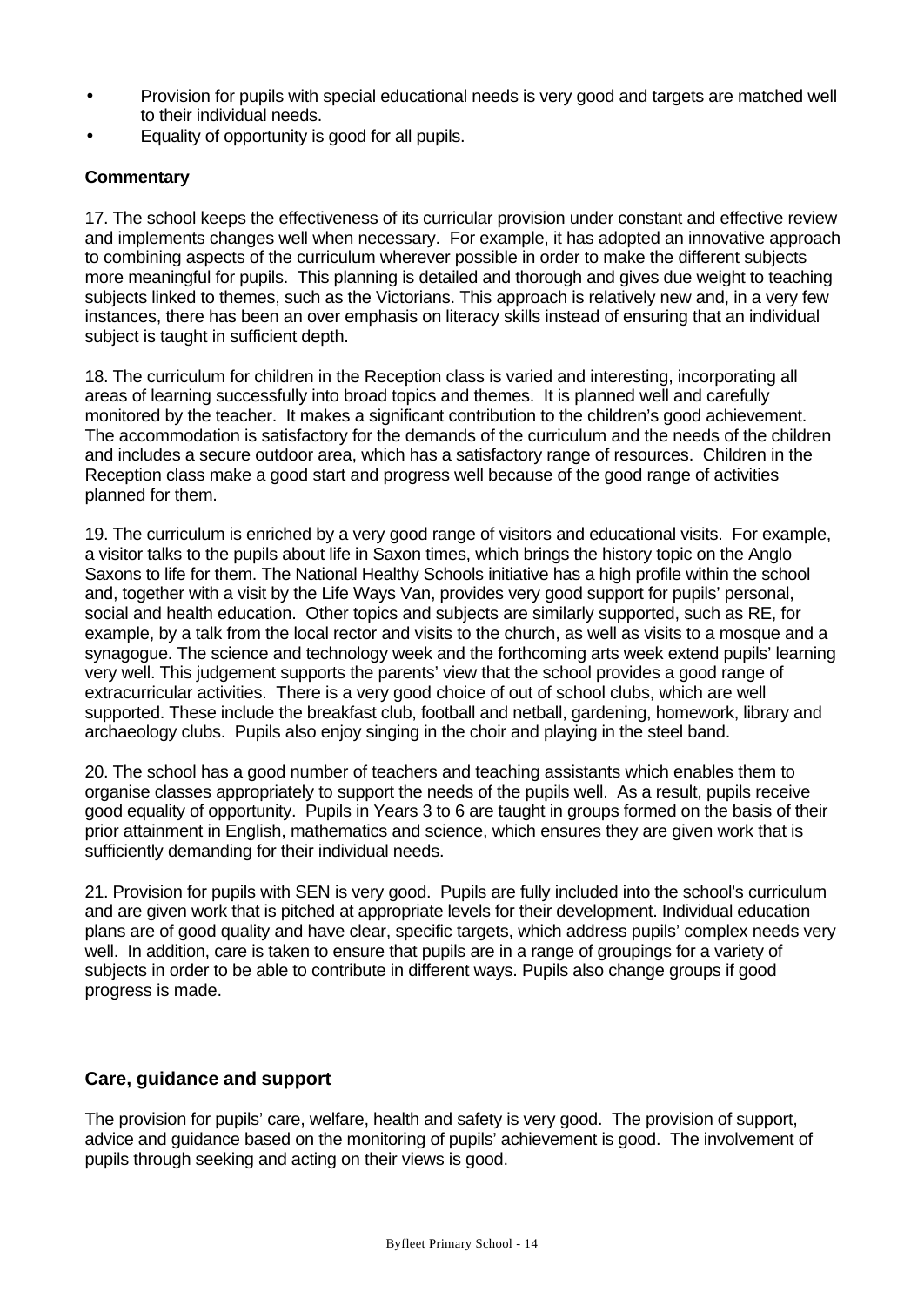- Provision for pupils with special educational needs is very good and targets are matched well to their individual needs.
- Equality of opportunity is good for all pupils.

### Commentary

17. The school keeps the effectiveness of its curricular provision under constant and effective review and implements changes well when necessary. For example, it has adopted an innovative approach to combining aspects of the curriculum wherever possible in order to make the different subjects more meaningful for pupils. This planning is detailed and thorough and gives due weight to teaching subjects linked to themes, such as the Victorians. This approach is relatively new and, in a very few instances, there has been an over emphasis on literacy skills instead of ensuring that an individual subject is taught in sufficient depth.

18. The curriculum for children in the Reception class is varied and interesting, incorporating all areas of learning successfully into broad topics and themes. It is planned well and carefully monitored by the teacher. It makes a significant contribution to the children's good achievement. The accommodation is satisfactory for the demands of the curriculum and the needs of the children and includes a secure outdoor area, which has a satisfactory range of resources. Children in the Reception class make a good start and progress well because of the good range of activities planned for them.

19. The curriculum is enriched by a very good range of visitors and educational visits. For example, a visitor talks to the pupils about life in Saxon times, which brings the history topic on the Anglo Saxons to life for them. The National Healthy Schools initiative has a high profile within the school and, together with a visit by the Life Ways Van, provides very good support for pupils' personal, social and health education. Other topics and subjects are similarly supported, such as RE, for example, by a talk from the local rector and visits to the church, as well as visits to a mosque and a synagogue. The science and technology week and the forthcoming arts week extend pupils' learning very well. This judgement supports the parents' view that the school provides a good range of extracurricular activities. There is a very good choice of out of school clubs, which are well supported. These include the breakfast club, football and netball, gardening, homework, library and archaeology clubs. Pupils also enjoy singing in the choir and playing in the steel band.

20. The school has a good number of teachers and teaching assistants which enables them to organise classes appropriately to support the needs of the pupils well. As a result, pupils receive good equality of opportunity. Pupils in Years 3 to 6 are taught in groups formed on the basis of their prior attainment in English, mathematics and science, which ensures they are given work that is sufficiently demanding for their individual needs.

21. Provision for pupils with SEN is very good. Pupils are fully included into the school's curriculum and are given work that is pitched at appropriate levels for their development. Individual education plans are of good quality and have clear, specific targets, which address pupils' complex needs very well. In addition, care is taken to ensure that pupils are in a range of groupings for a variety of subjects in order to be able to contribute in different ways. Pupils also change groups if good progress is made.

## Care, guidance and support

The provision for pupils' care, welfare, health and safety is very good. The provision of support, advice and guidance based on the monitoring of pupils' achievement is good. The involvement of pupils through seeking and acting on their views is good.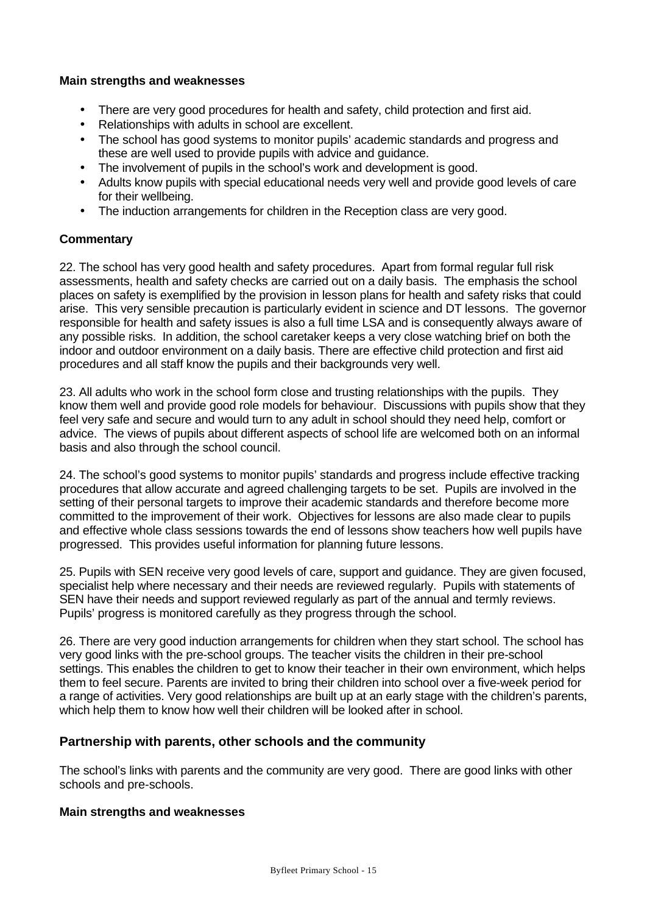**Main strengths and weaknesses**

- There are very good procedures for health and safety, child protection and first aid.
- Relationships with adults in school are excellent.
- The school has good systems to monitor pupils' academic standards and progress and these are well used to provide pupils with advice and guidance.
- The involvement of pupils in the school's work and development is good.
- Adults know pupils with special educational needs very well and provide good levels of care for their wellbeing.
- The induction arrangements for children in the Reception class are very good.

**Commentary**

22. The school has very good health and safety procedures. Apart from formal regular full risk assessments, health and safety checks are carried out on a daily basis. The emphasis the school places on safety is exemplified by the provision in lesson plans for health and safety risks that could arise. This very sensible precaution is particularly evident in science and DT lessons. The governor responsible for health and safety issues is also a full time LSA and is consequently always aware of any possible risks. In addition, the school caretaker keeps a very close watching brief on both the indoor and outdoor environment on a daily basis. There are effective child protection and first aid procedures and all staff know the pupils and their backgrounds very well.

23. All adults who work in the school form close and trusting relationships with the pupils. They know them well and provide good role models for behaviour. Discussions with pupils show that they feel very safe and secure and would turn to any adult in school should they need help, comfort or advice. The views of pupils about different aspects of school life are welcomed both on an informal basis and also through the school council.

24. The school's good systems to monitor pupils' standards and progress include effective tracking procedures that allow accurate and agreed challenging targets to be set. Pupils are involved in the setting of their personal targets to improve their academic standards and therefore become more committed to the improvement of their work. Objectives for lessons are also made clear to pupils and effective whole class sessions towards the end of lessons show teachers how well pupils have progressed. This provides useful information for planning future lessons.

25. Pupils with SEN receive very good levels of care, support and guidance. They are given focused, specialist help where necessary and their needs are reviewed regularly. Pupils with statements of SEN have their needs and support reviewed regularly as part of the annual and termly reviews. Pupils' progress is monitored carefully as they progress through the school.

26. There are very good induction arrangements for children when they start school. The school has very good links with the pre-school groups. The teacher visits the children in their pre-school settings. This enables the children to get to know their teacher in their own environment, which helps them to feel secure. Parents are invited to bring their children into school over a five-week period for a range of activities. Very good relationships are built up at an early stage with the children's parents, which help them to know how well their children will be looked after in school.

## Partnership with parents, other schools and the community

The school's links with parents and the community are very good. There are good links with other schools and pre-schools.

**Main strengths and weaknesses**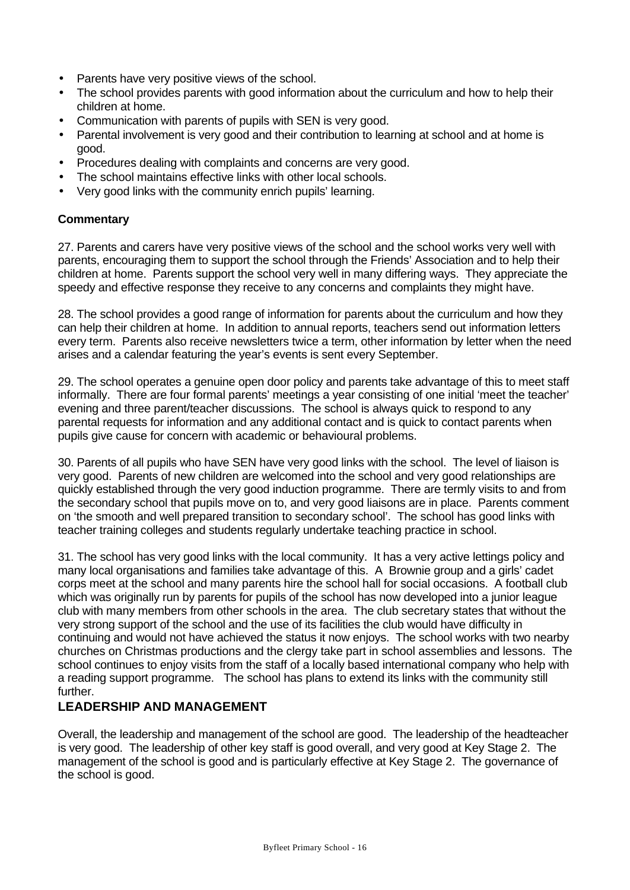- Parents have very positive views of the school.
- The school provides parents with good information about the curriculum and how to help their children at home.
- Communication with parents of pupils with SEN is very good.
- Parental involvement is very good and their contribution to learning at school and at home is good.
- Procedures dealing with complaints and concerns are very good.
- The school maintains effective links with other local schools.
- Very good links with the community enrich pupils' learning.

### Commentary

27. Parents and carers have very positive views of the school and the school works very well with parents, encouraging them to support the school through the Friends' Association and to help their children at home. Parents support the school very well in many differing ways. They appreciate the speedy and effective response they receive to any concerns and complaints they might have.

28. The school provides a good range of information for parents about the curriculum and how they can help their children at home. In addition to annual reports, teachers send out information letters every term. Parents also receive newsletters twice a term, other information by letter when the need arises and a calendar featuring the year's events is sent every September.

29. The school operates a genuine open door policy and parents take advantage of this to meet staff informally. There are four formal parents' meetings a year consisting of one initial 'meet the teacher' evening and three parent/teacher discussions. The school is always quick to respond to any parental requests for information and any additional contact and is quick to contact parents when pupils give cause for concern with academic or behavioural problems.

30. Parents of all pupils who have SEN have very good links with the school. The level of liaison is very good. Parents of new children are welcomed into the school and very good relationships are quickly established through the very good induction programme. There are termly visits to and from the secondary school that pupils move on to, and very good liaisons are in place. Parents comment on 'the smooth and well prepared transition to secondary school'. The school has good links with teacher training colleges and students regularly undertake teaching practice in school.

31. The school has very good links with the local community. It has a very active lettings policy and many local organisations and families take advantage of this. A Brownie group and a girls' cadet corps meet at the school and many parents hire the school hall for social occasions. A football club which was originally run by parents for pupils of the school has now developed into a junior league club with many members from other schools in the area. The club secretary states that without the very strong support of the school and the use of its facilities the club would have difficulty in continuing and would not have achieved the status it now enjoys. The school works with two nearby churches on Christmas productions and the clergy take part in school assemblies and lessons. The school continues to enjoy visits from the staff of a locally based international company who help with a reading support programme. The school has plans to extend its links with the community still further.

## LEADERSHIP AND MANAGEMENT

Overall, the leadership and management of the school are good. The leadership of the headteacher is very good. The leadership of other key staff is good overall, and very good at Key Stage 2. The management of the school is good and is particularly effective at Key Stage 2. The governance of the school is good.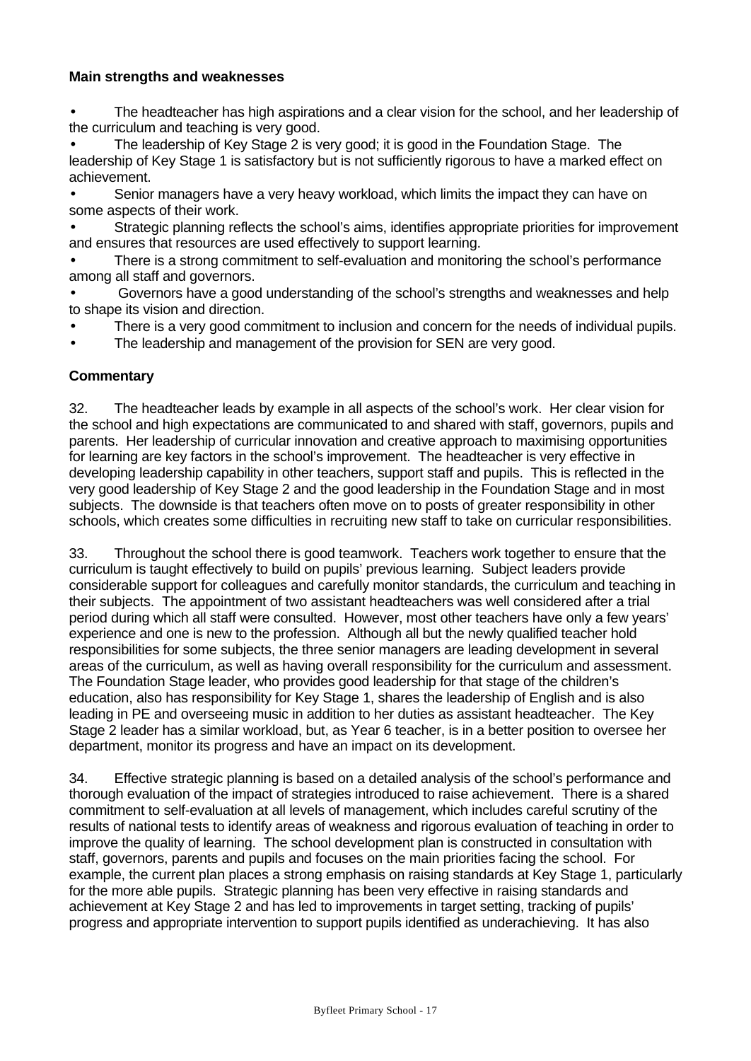**Main strengths and weaknesses**

- The headteacher has high aspirations and a clear vision for the school, and her leadership of the curriculum and teaching is very good.
- The leadership of Key Stage 2 is very good; it is good in the Foundation Stage. The leadership of Key Stage 1 is satisfactory but is not sufficiently rigorous to have a marked effect on achievement.
- Senior managers have a very heavy workload, which limits the impact they can have on some aspects of their work.
- Strategic planning reflects the school's aims, identifies appropriate priorities for improvement and ensures that resources are used effectively to support learning.
- There is a strong commitment to self-evaluation and monitoring the school's performance among all staff and governors.
- Governors have a good understanding of the school's strengths and weaknesses and help to shape its vision and direction.
- There is a very good commitment to inclusion and concern for the needs of individual pupils.
- The leadership and management of the provision for SEN are very good.

**Commentary**

32. The headteacher leads by example in all aspects of the school's work. Her clear vision for the school and high expectations are communicated to and shared with staff, governors, pupils and parents. Her leadership of curricular innovation and creative approach to maximising opportunities for learning are key factors in the school's improvement. The headteacher is very effective in developing leadership capability in other teachers, support staff and pupils. This is reflected in the very good leadership of Key Stage 2 and the good leadership in the Foundation Stage and in most subjects. The downside is that teachers often move on to posts of greater responsibility in other schools, which creates some difficulties in recruiting new staff to take on curricular responsibilities.

33. Throughout the school there is good teamwork. Teachers work together to ensure that the curriculum is taught effectively to build on pupils' previous learning. Subject leaders provide considerable support for colleagues and carefully monitor standards, the curriculum and teaching in their subjects. The appointment of two assistant headteachers was well considered after a trial period during which all staff were consulted. However, most other teachers have only a few years' experience and one is new to the profession. Although all but the newly qualified teacher hold responsibilities for some subjects, the three senior managers are leading development in several areas of the curriculum, as well as having overall responsibility for the curriculum and assessment. The Foundation Stage leader, who provides good leadership for that stage of the children's education, also has responsibility for Key Stage 1, shares the leadership of English and is also leading in PE and overseeing music in addition to her duties as assistant headteacher. The Key Stage 2 leader has a similar workload, but, as Year 6 teacher, is in a better position to oversee her department, monitor its progress and have an impact on its development.

34. Effective strategic planning is based on a detailed analysis of the school's performance and thorough evaluation of the impact of strategies introduced to raise achievement. There is a shared commitment to self-evaluation at all levels of management, which includes careful scrutiny of the results of national tests to identify areas of weakness and rigorous evaluation of teaching in order to improve the quality of learning. The school development plan is constructed in consultation with staff, governors, parents and pupils and focuses on the main priorities facing the school. For example, the current plan places a strong emphasis on raising standards at Key Stage 1, particularly for the more able pupils. Strategic planning has been very effective in raising standards and achievement at Key Stage 2 and has led to improvements in target setting, tracking of pupils' progress and appropriate intervention to support pupils identified as underachieving. It has also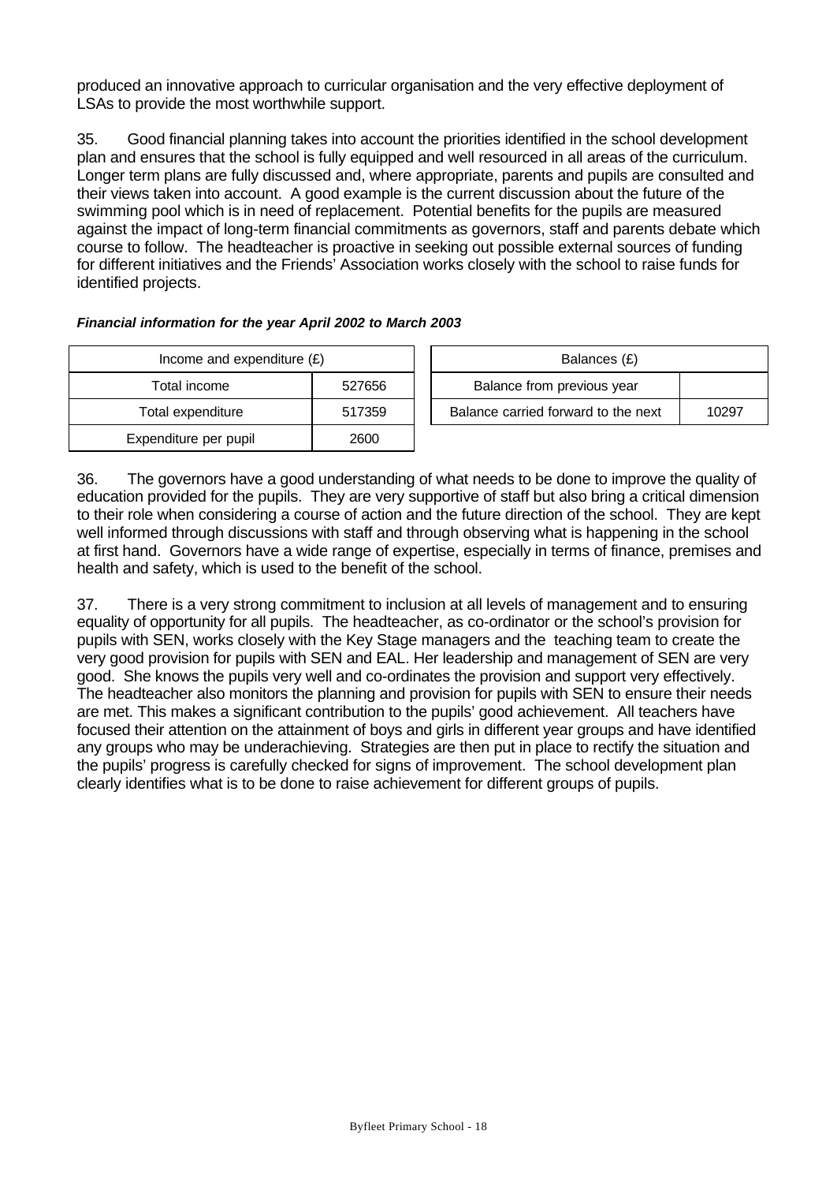produced an innovative approach to curricular organisation and the very effective deployment of LSAs to provide the most worthwhile support.

35. Good financial planning takes into account the priorities identified in the school development plan and ensures that the school is fully equipped and well resourced in all areas of the curriculum. Longer term plans are fully discussed and, where appropriate, parents and pupils are consulted and their views taken into account. A good example is the current discussion about the future of the swimming pool which is in need of replacement. Potential benefits for the pupils are measured against the impact of long-term financial commitments as governors, staff and parents debate which course to follow. The headteacher is proactive in seeking out possible external sources of funding for different initiatives and the Friends' Association works closely with the school to raise funds for identified projects.

***Financial information for the year April 2002 to March 2003***

| Income and expenditure (£) | |
|---|---|
| Total income | 527656 |
| Total expenditure | 517359 |
| Expenditure per pupil | 2600 |

| Balances (£) | |
|---|---|
| Balance from previous year | |
| Balance carried forward to the next | 10297 |

36. The governors have a good understanding of what needs to be done to improve the quality of education provided for the pupils. They are very supportive of staff but also bring a critical dimension to their role when considering a course of action and the future direction of the school. They are kept well informed through discussions with staff and through observing what is happening in the school at first hand. Governors have a wide range of expertise, especially in terms of finance, premises and health and safety, which is used to the benefit of the school.

37. There is a very strong commitment to inclusion at all levels of management and to ensuring equality of opportunity for all pupils. The headteacher, as co-ordinator or the school's provision for pupils with SEN, works closely with the Key Stage managers and the teaching team to create the very good provision for pupils with SEN and EAL. Her leadership and management of SEN are very good. She knows the pupils very well and co-ordinates the provision and support very effectively. The headteacher also monitors the planning and provision for pupils with SEN to ensure their needs are met. This makes a significant contribution to the pupils' good achievement. All teachers have focused their attention on the attainment of boys and girls in different year groups and have identified any groups who may be underachieving. Strategies are then put in place to rectify the situation and the pupils' progress is carefully checked for signs of improvement. The school development plan clearly identifies what is to be done to raise achievement for different groups of pupils.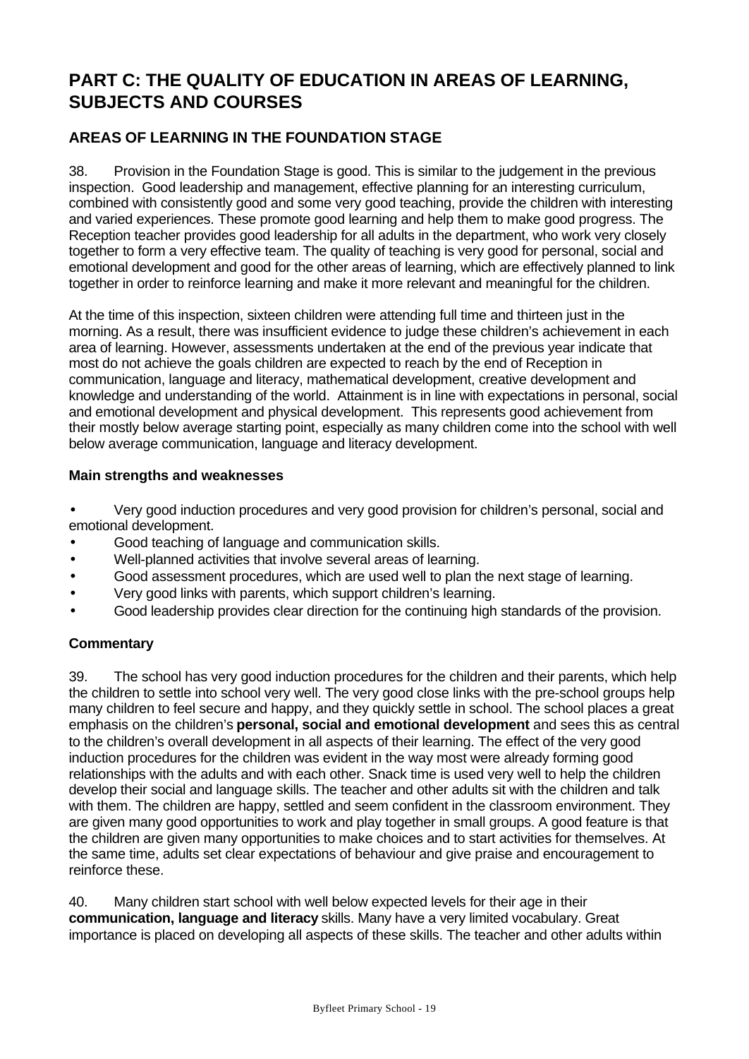# PART C: THE QUALITY OF EDUCATION IN AREAS OF LEARNING, SUBJECTS AND COURSES

## AREAS OF LEARNING IN THE FOUNDATION STAGE

38. Provision in the Foundation Stage is good. This is similar to the judgement in the previous inspection. Good leadership and management, effective planning for an interesting curriculum, combined with consistently good and some very good teaching, provide the children with interesting and varied experiences. These promote good learning and help them to make good progress. The Reception teacher provides good leadership for all adults in the department, who work very closely together to form a very effective team. The quality of teaching is very good for personal, social and emotional development and good for the other areas of learning, which are effectively planned to link together in order to reinforce learning and make it more relevant and meaningful for the children.

At the time of this inspection, sixteen children were attending full time and thirteen just in the morning. As a result, there was insufficient evidence to judge these children's achievement in each area of learning. However, assessments undertaken at the end of the previous year indicate that most do not achieve the goals children are expected to reach by the end of Reception in communication, language and literacy, mathematical development, creative development and knowledge and understanding of the world. Attainment is in line with expectations in personal, social and emotional development and physical development. This represents good achievement from their mostly below average starting point, especially as many children come into the school with well below average communication, language and literacy development.

### Main strengths and weaknesses

- Very good induction procedures and very good provision for children's personal, social and emotional development.
- Good teaching of language and communication skills.
- Well-planned activities that involve several areas of learning.
- Good assessment procedures, which are used well to plan the next stage of learning.
- Very good links with parents, which support children's learning.
- Good leadership provides clear direction for the continuing high standards of the provision.

### Commentary

39. The school has very good induction procedures for the children and their parents, which help the children to settle into school very well. The very good close links with the pre-school groups help many children to feel secure and happy, and they quickly settle in school. The school places a great emphasis on the children's **personal, social and emotional development** and sees this as central to the children's overall development in all aspects of their learning. The effect of the very good induction procedures for the children was evident in the way most were already forming good relationships with the adults and with each other. Snack time is used very well to help the children develop their social and language skills. The teacher and other adults sit with the children and talk with them. The children are happy, settled and seem confident in the classroom environment. They are given many good opportunities to work and play together in small groups. A good feature is that the children are given many opportunities to make choices and to start activities for themselves. At the same time, adults set clear expectations of behaviour and give praise and encouragement to reinforce these.

40. Many children start school with well below expected levels for their age in their **communication, language and literacy** skills. Many have a very limited vocabulary. Great importance is placed on developing all aspects of these skills. The teacher and other adults within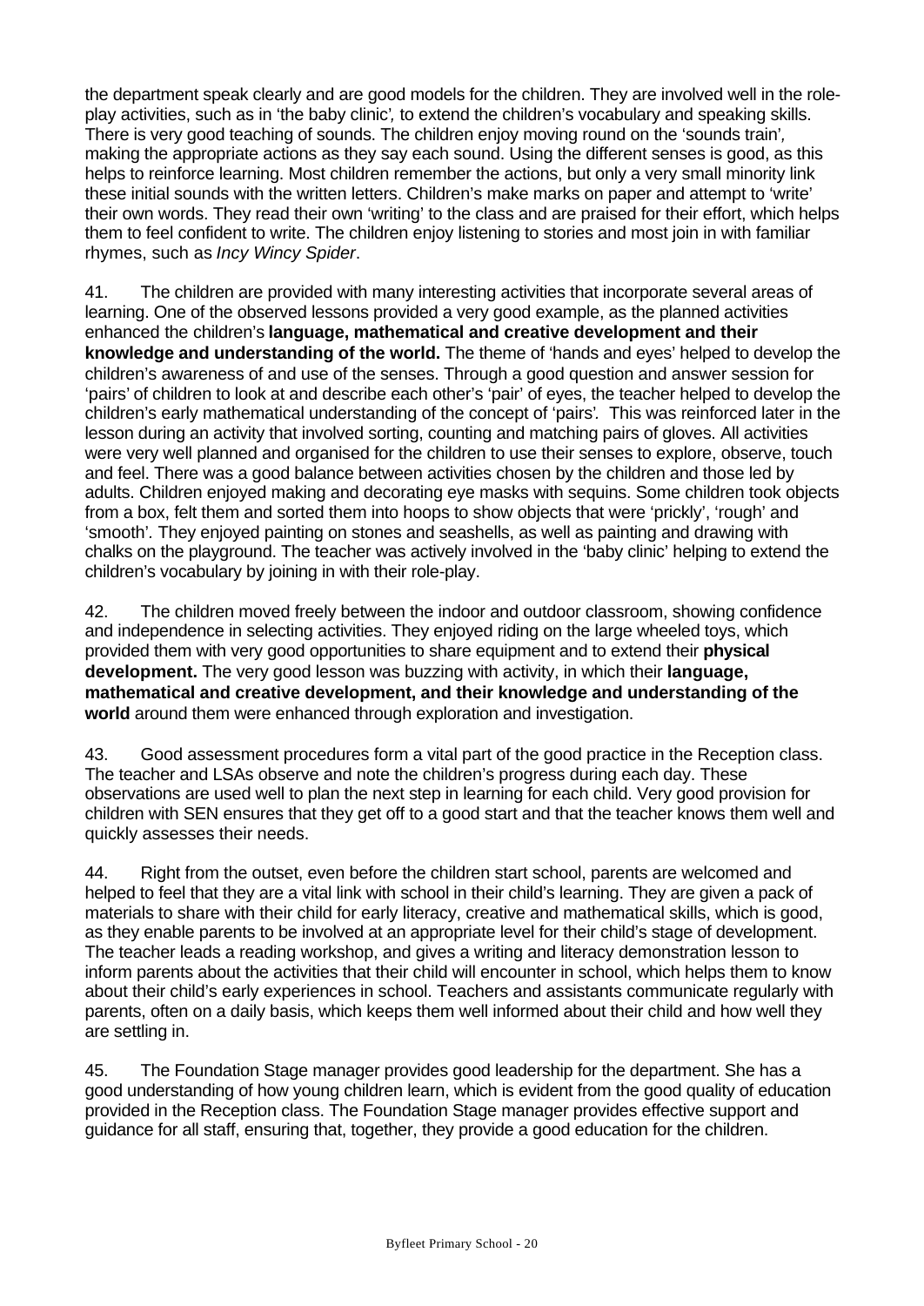the department speak clearly and are good models for the children. They are involved well in the role-play activities, such as in 'the baby clinic', to extend the children's vocabulary and speaking skills. There is very good teaching of sounds. The children enjoy moving round on the 'sounds train', making the appropriate actions as they say each sound. Using the different senses is good, as this helps to reinforce learning. Most children remember the actions, but only a very small minority link these initial sounds with the written letters. Children's make marks on paper and attempt to 'write' their own words. They read their own 'writing' to the class and are praised for their effort, which helps them to feel confident to write. The children enjoy listening to stories and most join in with familiar rhymes, such as *Incy Wincy Spider*.

41. The children are provided with many interesting activities that incorporate several areas of learning. One of the observed lessons provided a very good example, as the planned activities enhanced the children's **language, mathematical and creative development and their knowledge and understanding of the world.** The theme of 'hands and eyes' helped to develop the children's awareness of and use of the senses. Through a good question and answer session for 'pairs' of children to look at and describe each other's 'pair' of eyes, the teacher helped to develop the children's early mathematical understanding of the concept of 'pairs'. This was reinforced later in the lesson during an activity that involved sorting, counting and matching pairs of gloves. All activities were very well planned and organised for the children to use their senses to explore, observe, touch and feel. There was a good balance between activities chosen by the children and those led by adults. Children enjoyed making and decorating eye masks with sequins. Some children took objects from a box, felt them and sorted them into hoops to show objects that were 'prickly', 'rough' and 'smooth'. They enjoyed painting on stones and seashells, as well as painting and drawing with chalks on the playground. The teacher was actively involved in the 'baby clinic' helping to extend the children's vocabulary by joining in with their role-play.

42. The children moved freely between the indoor and outdoor classroom, showing confidence and independence in selecting activities. They enjoyed riding on the large wheeled toys, which provided them with very good opportunities to share equipment and to extend their **physical development.** The very good lesson was buzzing with activity, in which their **language, mathematical and creative development, and their knowledge and understanding of the world** around them were enhanced through exploration and investigation.

43. Good assessment procedures form a vital part of the good practice in the Reception class. The teacher and LSAs observe and note the children's progress during each day. These observations are used well to plan the next step in learning for each child. Very good provision for children with SEN ensures that they get off to a good start and that the teacher knows them well and quickly assesses their needs.

44. Right from the outset, even before the children start school, parents are welcomed and helped to feel that they are a vital link with school in their child's learning. They are given a pack of materials to share with their child for early literacy, creative and mathematical skills, which is good, as they enable parents to be involved at an appropriate level for their child's stage of development. The teacher leads a reading workshop, and gives a writing and literacy demonstration lesson to inform parents about the activities that their child will encounter in school, which helps them to know about their child's early experiences in school. Teachers and assistants communicate regularly with parents, often on a daily basis, which keeps them well informed about their child and how well they are settling in.

45. The Foundation Stage manager provides good leadership for the department. She has a good understanding of how young children learn, which is evident from the good quality of education provided in the Reception class. The Foundation Stage manager provides effective support and guidance for all staff, ensuring that, together, they provide a good education for the children.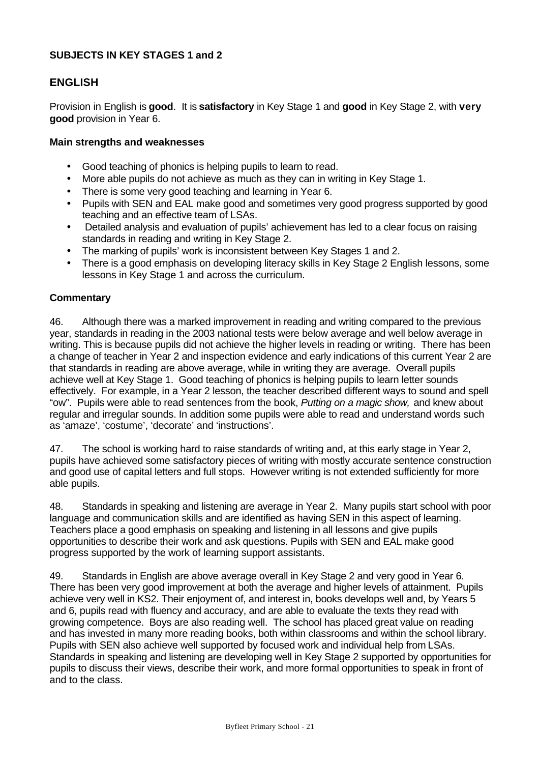## SUBJECTS IN KEY STAGES 1 and 2

### ENGLISH

Provision in English is **good**. It is **satisfactory** in Key Stage 1 and **good** in Key Stage 2, with **very good** provision in Year 6.

#### Main strengths and weaknesses

- Good teaching of phonics is helping pupils to learn to read.
- More able pupils do not achieve as much as they can in writing in Key Stage 1.
- There is some very good teaching and learning in Year 6.
- Pupils with SEN and EAL make good and sometimes very good progress supported by good teaching and an effective team of LSAs.
- Detailed analysis and evaluation of pupils' achievement has led to a clear focus on raising standards in reading and writing in Key Stage 2.
- The marking of pupils' work is inconsistent between Key Stages 1 and 2.
- There is a good emphasis on developing literacy skills in Key Stage 2 English lessons, some lessons in Key Stage 1 and across the curriculum.

#### Commentary

46. Although there was a marked improvement in reading and writing compared to the previous year, standards in reading in the 2003 national tests were below average and well below average in writing. This is because pupils did not achieve the higher levels in reading or writing. There has been a change of teacher in Year 2 and inspection evidence and early indications of this current Year 2 are that standards in reading are above average, while in writing they are average. Overall pupils achieve well at Key Stage 1. Good teaching of phonics is helping pupils to learn letter sounds effectively. For example, in a Year 2 lesson, the teacher described different ways to sound and spell "ow". Pupils were able to read sentences from the book, *Putting on a magic show,* and knew about regular and irregular sounds. In addition some pupils were able to read and understand words such as 'amaze', 'costume', 'decorate' and 'instructions'.

47. The school is working hard to raise standards of writing and, at this early stage in Year 2, pupils have achieved some satisfactory pieces of writing with mostly accurate sentence construction and good use of capital letters and full stops. However writing is not extended sufficiently for more able pupils.

48. Standards in speaking and listening are average in Year 2. Many pupils start school with poor language and communication skills and are identified as having SEN in this aspect of learning. Teachers place a good emphasis on speaking and listening in all lessons and give pupils opportunities to describe their work and ask questions. Pupils with SEN and EAL make good progress supported by the work of learning support assistants.

49. Standards in English are above average overall in Key Stage 2 and very good in Year 6. There has been very good improvement at both the average and higher levels of attainment. Pupils achieve very well in KS2. Their enjoyment of, and interest in, books develops well and, by Years 5 and 6, pupils read with fluency and accuracy, and are able to evaluate the texts they read with growing competence. Boys are also reading well. The school has placed great value on reading and has invested in many more reading books, both within classrooms and within the school library. Pupils with SEN also achieve well supported by focused work and individual help from LSAs. Standards in speaking and listening are developing well in Key Stage 2 supported by opportunities for pupils to discuss their views, describe their work, and more formal opportunities to speak in front of and to the class.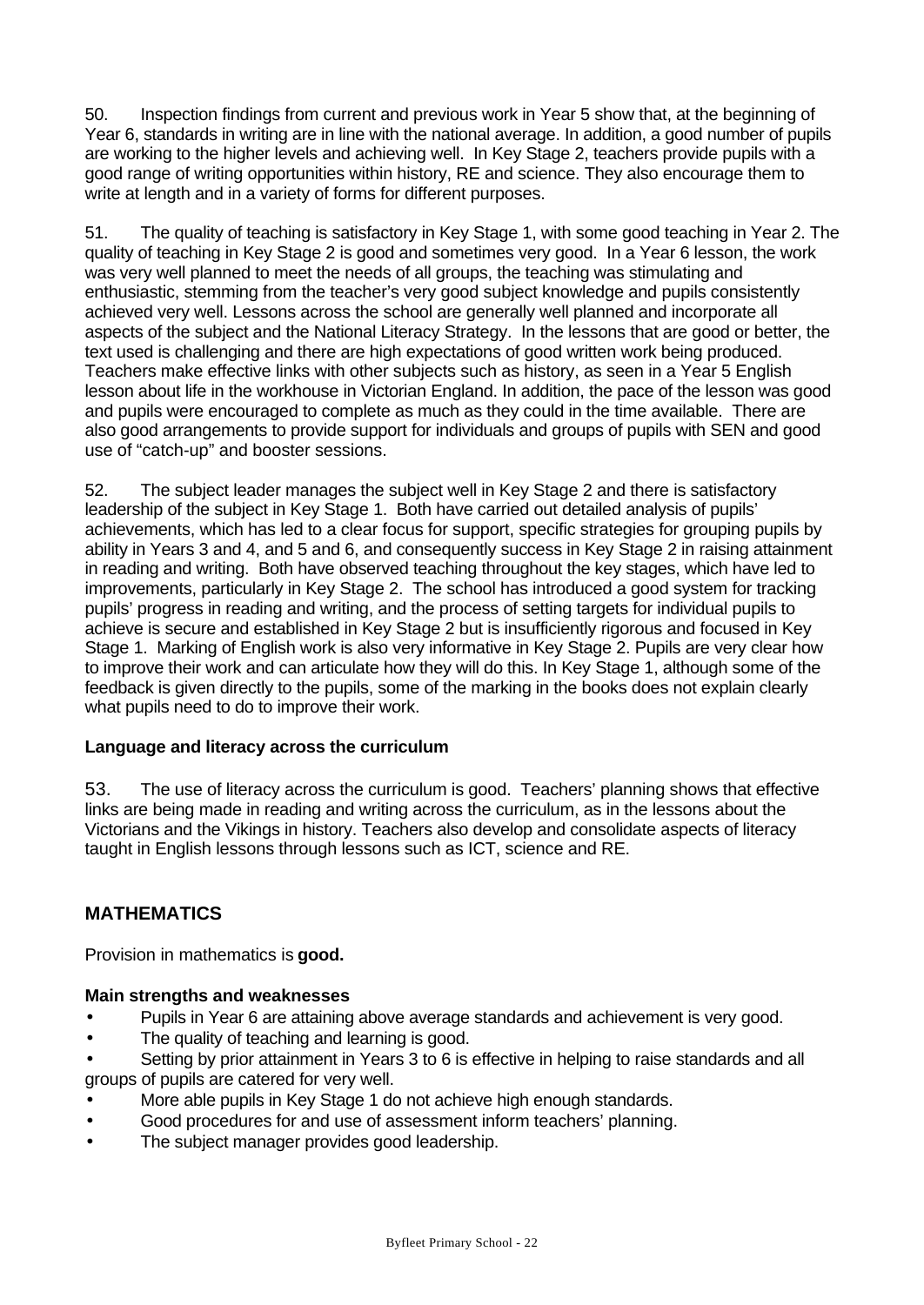50. Inspection findings from current and previous work in Year 5 show that, at the beginning of Year 6, standards in writing are in line with the national average. In addition, a good number of pupils are working to the higher levels and achieving well. In Key Stage 2, teachers provide pupils with a good range of writing opportunities within history, RE and science. They also encourage them to write at length and in a variety of forms for different purposes.

51. The quality of teaching is satisfactory in Key Stage 1, with some good teaching in Year 2. The quality of teaching in Key Stage 2 is good and sometimes very good. In a Year 6 lesson, the work was very well planned to meet the needs of all groups, the teaching was stimulating and enthusiastic, stemming from the teacher's very good subject knowledge and pupils consistently achieved very well. Lessons across the school are generally well planned and incorporate all aspects of the subject and the National Literacy Strategy. In the lessons that are good or better, the text used is challenging and there are high expectations of good written work being produced. Teachers make effective links with other subjects such as history, as seen in a Year 5 English lesson about life in the workhouse in Victorian England. In addition, the pace of the lesson was good and pupils were encouraged to complete as much as they could in the time available. There are also good arrangements to provide support for individuals and groups of pupils with SEN and good use of "catch-up" and booster sessions.

52. The subject leader manages the subject well in Key Stage 2 and there is satisfactory leadership of the subject in Key Stage 1. Both have carried out detailed analysis of pupils' achievements, which has led to a clear focus for support, specific strategies for grouping pupils by ability in Years 3 and 4, and 5 and 6, and consequently success in Key Stage 2 in raising attainment in reading and writing. Both have observed teaching throughout the key stages, which have led to improvements, particularly in Key Stage 2. The school has introduced a good system for tracking pupils' progress in reading and writing, and the process of setting targets for individual pupils to achieve is secure and established in Key Stage 2 but is insufficiently rigorous and focused in Key Stage 1. Marking of English work is also very informative in Key Stage 2. Pupils are very clear how to improve their work and can articulate how they will do this. In Key Stage 1, although some of the feedback is given directly to the pupils, some of the marking in the books does not explain clearly what pupils need to do to improve their work.

**Language and literacy across the curriculum**

53. The use of literacy across the curriculum is good. Teachers' planning shows that effective links are being made in reading and writing across the curriculum, as in the lessons about the Victorians and the Vikings in history. Teachers also develop and consolidate aspects of literacy taught in English lessons through lessons such as ICT, science and RE.

## MATHEMATICS

Provision in mathematics is **good.**

**Main strengths and weaknesses**

- Pupils in Year 6 are attaining above average standards and achievement is very good.
- The quality of teaching and learning is good.
- Setting by prior attainment in Years 3 to 6 is effective in helping to raise standards and all groups of pupils are catered for very well.
- More able pupils in Key Stage 1 do not achieve high enough standards.
- Good procedures for and use of assessment inform teachers' planning.
- The subject manager provides good leadership.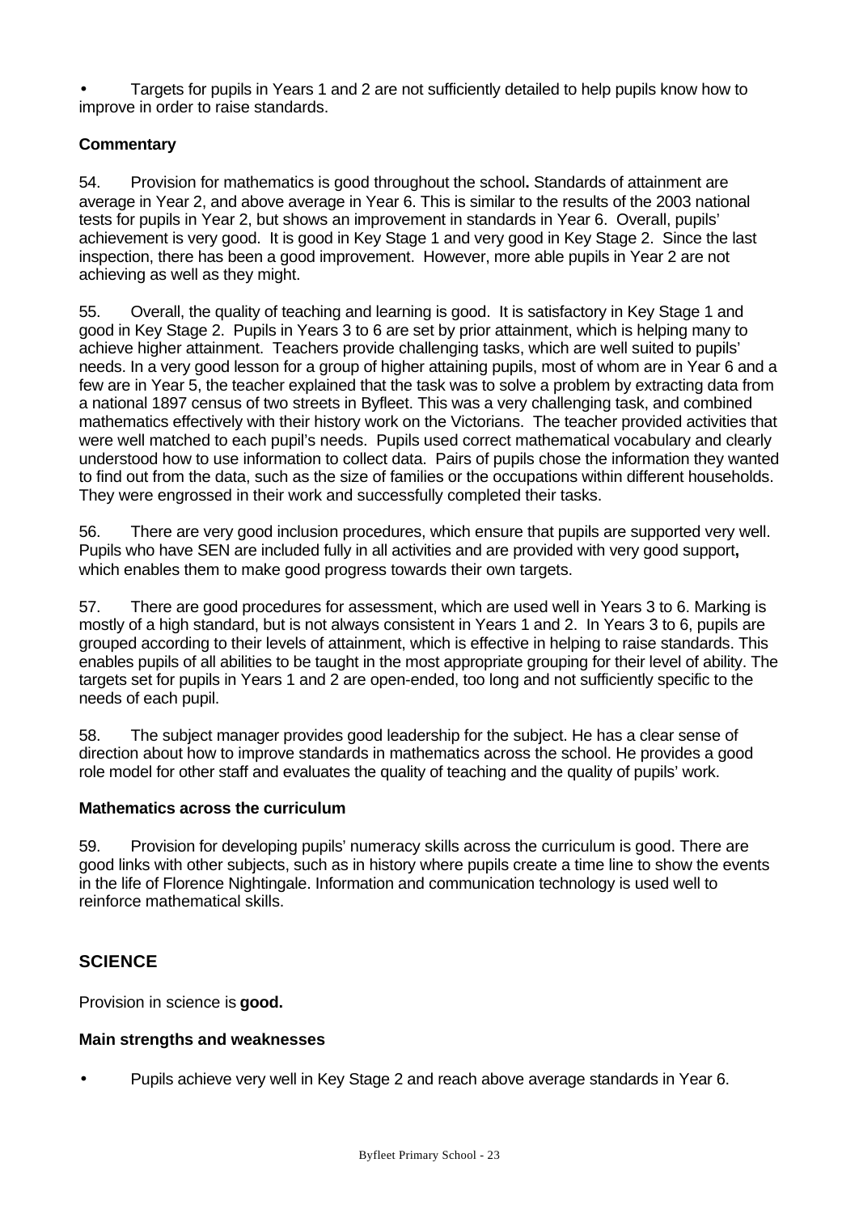- Targets for pupils in Years 1 and 2 are not sufficiently detailed to help pupils know how to improve in order to raise standards.

**Commentary**

54. Provision for mathematics is good throughout the school**.** Standards of attainment are average in Year 2, and above average in Year 6. This is similar to the results of the 2003 national tests for pupils in Year 2, but shows an improvement in standards in Year 6. Overall, pupils' achievement is very good. It is good in Key Stage 1 and very good in Key Stage 2. Since the last inspection, there has been a good improvement. However, more able pupils in Year 2 are not achieving as well as they might.

55. Overall, the quality of teaching and learning is good. It is satisfactory in Key Stage 1 and good in Key Stage 2. Pupils in Years 3 to 6 are set by prior attainment, which is helping many to achieve higher attainment. Teachers provide challenging tasks, which are well suited to pupils' needs. In a very good lesson for a group of higher attaining pupils, most of whom are in Year 6 and a few are in Year 5, the teacher explained that the task was to solve a problem by extracting data from a national 1897 census of two streets in Byfleet. This was a very challenging task, and combined mathematics effectively with their history work on the Victorians. The teacher provided activities that were well matched to each pupil's needs. Pupils used correct mathematical vocabulary and clearly understood how to use information to collect data. Pairs of pupils chose the information they wanted to find out from the data, such as the size of families or the occupations within different households. They were engrossed in their work and successfully completed their tasks.

56. There are very good inclusion procedures, which ensure that pupils are supported very well. Pupils who have SEN are included fully in all activities and are provided with very good support**,** which enables them to make good progress towards their own targets.

57. There are good procedures for assessment, which are used well in Years 3 to 6. Marking is mostly of a high standard, but is not always consistent in Years 1 and 2. In Years 3 to 6, pupils are grouped according to their levels of attainment, which is effective in helping to raise standards. This enables pupils of all abilities to be taught in the most appropriate grouping for their level of ability. The targets set for pupils in Years 1 and 2 are open-ended, too long and not sufficiently specific to the needs of each pupil.

58. The subject manager provides good leadership for the subject. He has a clear sense of direction about how to improve standards in mathematics across the school. He provides a good role model for other staff and evaluates the quality of teaching and the quality of pupils' work.

**Mathematics across the curriculum**

59. Provision for developing pupils' numeracy skills across the curriculum is good. There are good links with other subjects, such as in history where pupils create a time line to show the events in the life of Florence Nightingale. Information and communication technology is used well to reinforce mathematical skills.

## SCIENCE

Provision in science is **good.**

**Main strengths and weaknesses**

- Pupils achieve very well in Key Stage 2 and reach above average standards in Year 6.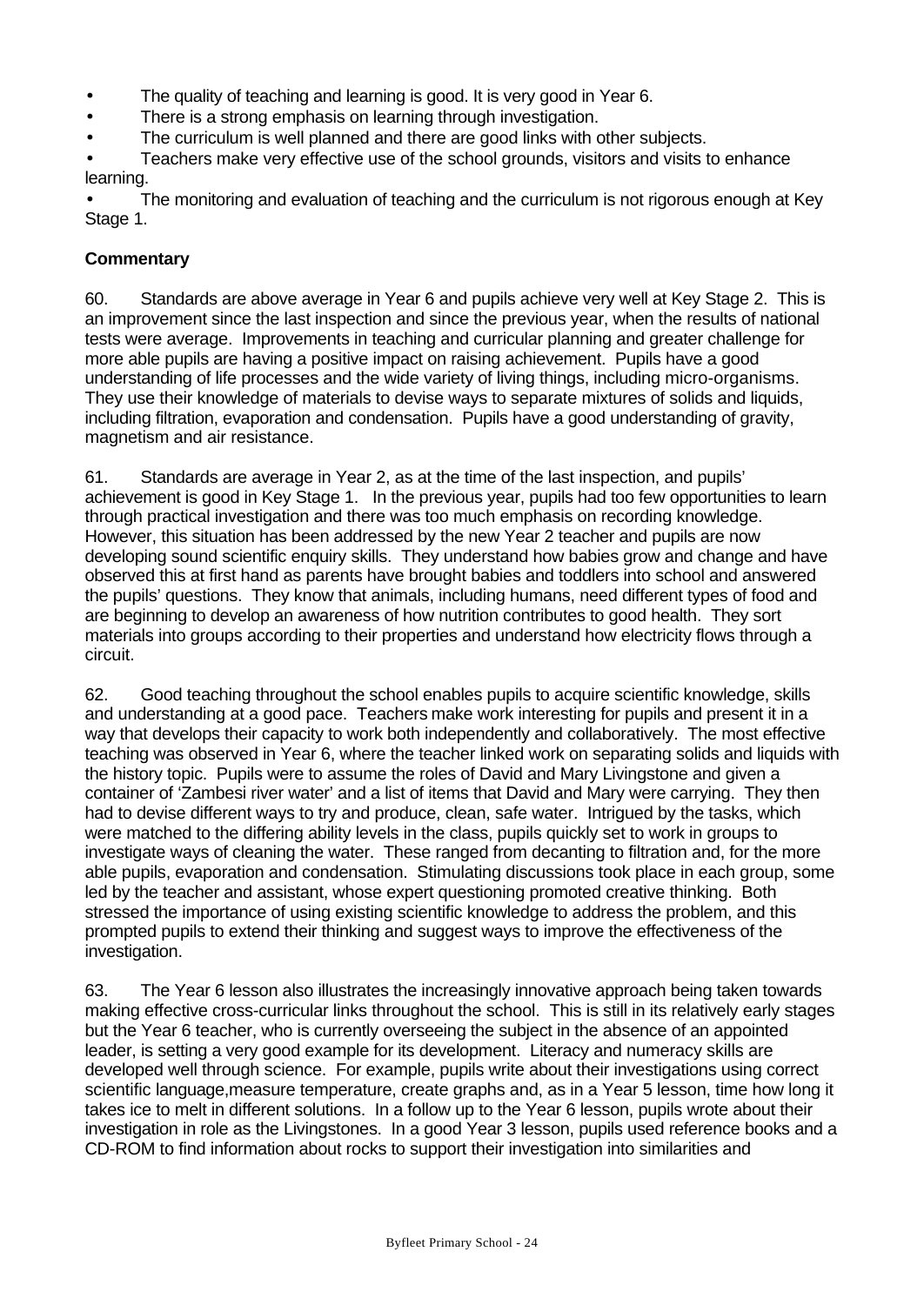- The quality of teaching and learning is good. It is very good in Year 6.
- There is a strong emphasis on learning through investigation.
- The curriculum is well planned and there are good links with other subjects.
- Teachers make very effective use of the school grounds, visitors and visits to enhance learning.
- The monitoring and evaluation of teaching and the curriculum is not rigorous enough at Key Stage 1.

**Commentary**

60. Standards are above average in Year 6 and pupils achieve very well at Key Stage 2. This is an improvement since the last inspection and since the previous year, when the results of national tests were average. Improvements in teaching and curricular planning and greater challenge for more able pupils are having a positive impact on raising achievement. Pupils have a good understanding of life processes and the wide variety of living things, including micro-organisms. They use their knowledge of materials to devise ways to separate mixtures of solids and liquids, including filtration, evaporation and condensation. Pupils have a good understanding of gravity, magnetism and air resistance.

61. Standards are average in Year 2, as at the time of the last inspection, and pupils' achievement is good in Key Stage 1. In the previous year, pupils had too few opportunities to learn through practical investigation and there was too much emphasis on recording knowledge. However, this situation has been addressed by the new Year 2 teacher and pupils are now developing sound scientific enquiry skills. They understand how babies grow and change and have observed this at first hand as parents have brought babies and toddlers into school and answered the pupils' questions. They know that animals, including humans, need different types of food and are beginning to develop an awareness of how nutrition contributes to good health. They sort materials into groups according to their properties and understand how electricity flows through a circuit.

62. Good teaching throughout the school enables pupils to acquire scientific knowledge, skills and understanding at a good pace. Teachers make work interesting for pupils and present it in a way that develops their capacity to work both independently and collaboratively. The most effective teaching was observed in Year 6, where the teacher linked work on separating solids and liquids with the history topic. Pupils were to assume the roles of David and Mary Livingstone and given a container of 'Zambesi river water' and a list of items that David and Mary were carrying. They then had to devise different ways to try and produce, clean, safe water. Intrigued by the tasks, which were matched to the differing ability levels in the class, pupils quickly set to work in groups to investigate ways of cleaning the water. These ranged from decanting to filtration and, for the more able pupils, evaporation and condensation. Stimulating discussions took place in each group, some led by the teacher and assistant, whose expert questioning promoted creative thinking. Both stressed the importance of using existing scientific knowledge to address the problem, and this prompted pupils to extend their thinking and suggest ways to improve the effectiveness of the investigation.

63. The Year 6 lesson also illustrates the increasingly innovative approach being taken towards making effective cross-curricular links throughout the school. This is still in its relatively early stages but the Year 6 teacher, who is currently overseeing the subject in the absence of an appointed leader, is setting a very good example for its development. Literacy and numeracy skills are developed well through science. For example, pupils write about their investigations using correct scientific language,measure temperature, create graphs and, as in a Year 5 lesson, time how long it takes ice to melt in different solutions. In a follow up to the Year 6 lesson, pupils wrote about their investigation in role as the Livingstones. In a good Year 3 lesson, pupils used reference books and a CD-ROM to find information about rocks to support their investigation into similarities and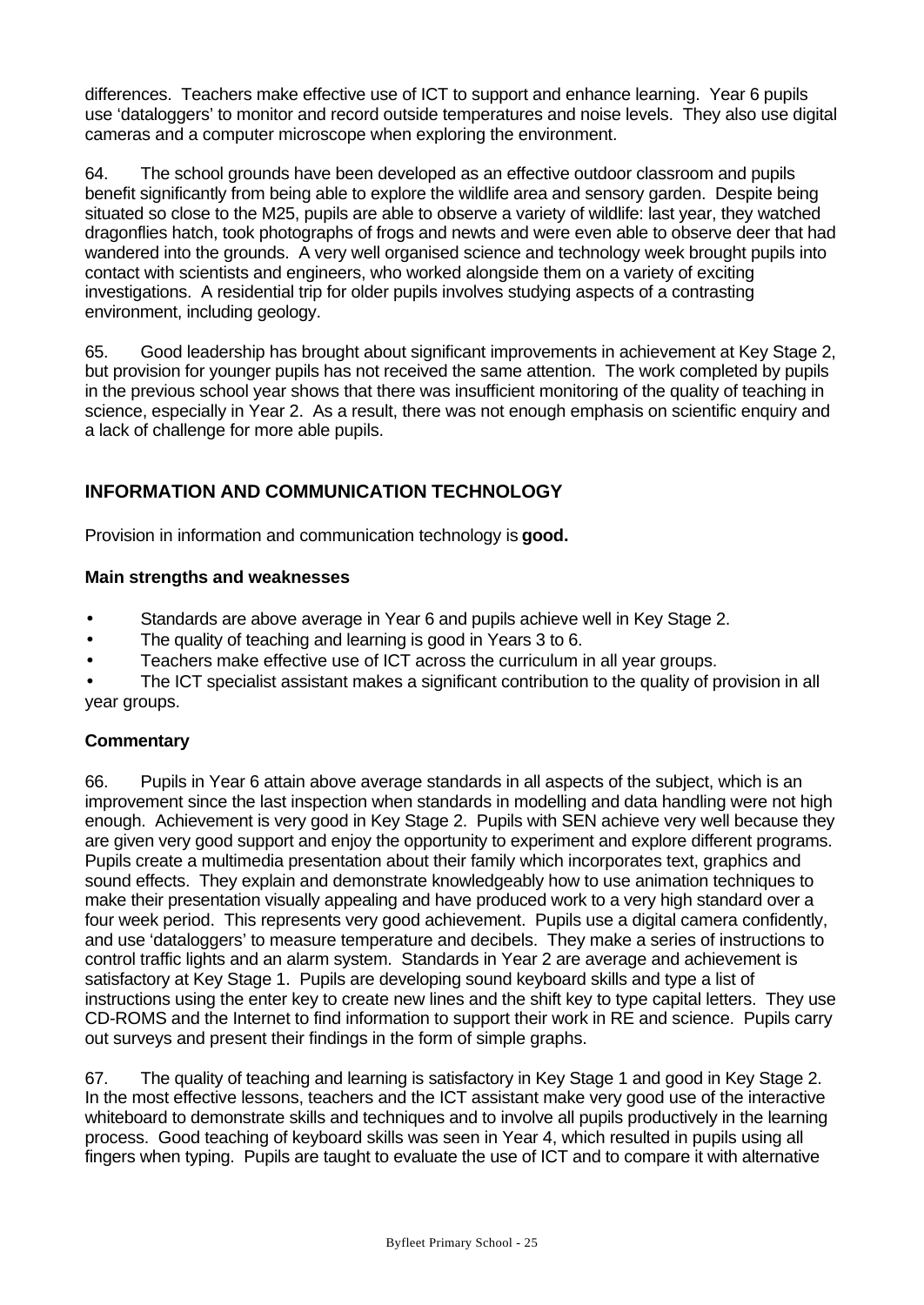differences. Teachers make effective use of ICT to support and enhance learning. Year 6 pupils use 'dataloggers' to monitor and record outside temperatures and noise levels. They also use digital cameras and a computer microscope when exploring the environment.

64. The school grounds have been developed as an effective outdoor classroom and pupils benefit significantly from being able to explore the wildlife area and sensory garden. Despite being situated so close to the M25, pupils are able to observe a variety of wildlife: last year, they watched dragonflies hatch, took photographs of frogs and newts and were even able to observe deer that had wandered into the grounds. A very well organised science and technology week brought pupils into contact with scientists and engineers, who worked alongside them on a variety of exciting investigations. A residential trip for older pupils involves studying aspects of a contrasting environment, including geology.

65. Good leadership has brought about significant improvements in achievement at Key Stage 2, but provision for younger pupils has not received the same attention. The work completed by pupils in the previous school year shows that there was insufficient monitoring of the quality of teaching in science, especially in Year 2. As a result, there was not enough emphasis on scientific enquiry and a lack of challenge for more able pupils.

## INFORMATION AND COMMUNICATION TECHNOLOGY

Provision in information and communication technology is **good.**

### Main strengths and weaknesses

- Standards are above average in Year 6 and pupils achieve well in Key Stage 2.
- The quality of teaching and learning is good in Years 3 to 6.
- Teachers make effective use of ICT across the curriculum in all year groups.
- The ICT specialist assistant makes a significant contribution to the quality of provision in all year groups.

### Commentary

66. Pupils in Year 6 attain above average standards in all aspects of the subject, which is an improvement since the last inspection when standards in modelling and data handling were not high enough. Achievement is very good in Key Stage 2. Pupils with SEN achieve very well because they are given very good support and enjoy the opportunity to experiment and explore different programs. Pupils create a multimedia presentation about their family which incorporates text, graphics and sound effects. They explain and demonstrate knowledgeably how to use animation techniques to make their presentation visually appealing and have produced work to a very high standard over a four week period. This represents very good achievement. Pupils use a digital camera confidently, and use 'dataloggers' to measure temperature and decibels. They make a series of instructions to control traffic lights and an alarm system. Standards in Year 2 are average and achievement is satisfactory at Key Stage 1. Pupils are developing sound keyboard skills and type a list of instructions using the enter key to create new lines and the shift key to type capital letters. They use CD-ROMS and the Internet to find information to support their work in RE and science. Pupils carry out surveys and present their findings in the form of simple graphs.

67. The quality of teaching and learning is satisfactory in Key Stage 1 and good in Key Stage 2. In the most effective lessons, teachers and the ICT assistant make very good use of the interactive whiteboard to demonstrate skills and techniques and to involve all pupils productively in the learning process. Good teaching of keyboard skills was seen in Year 4, which resulted in pupils using all fingers when typing. Pupils are taught to evaluate the use of ICT and to compare it with alternative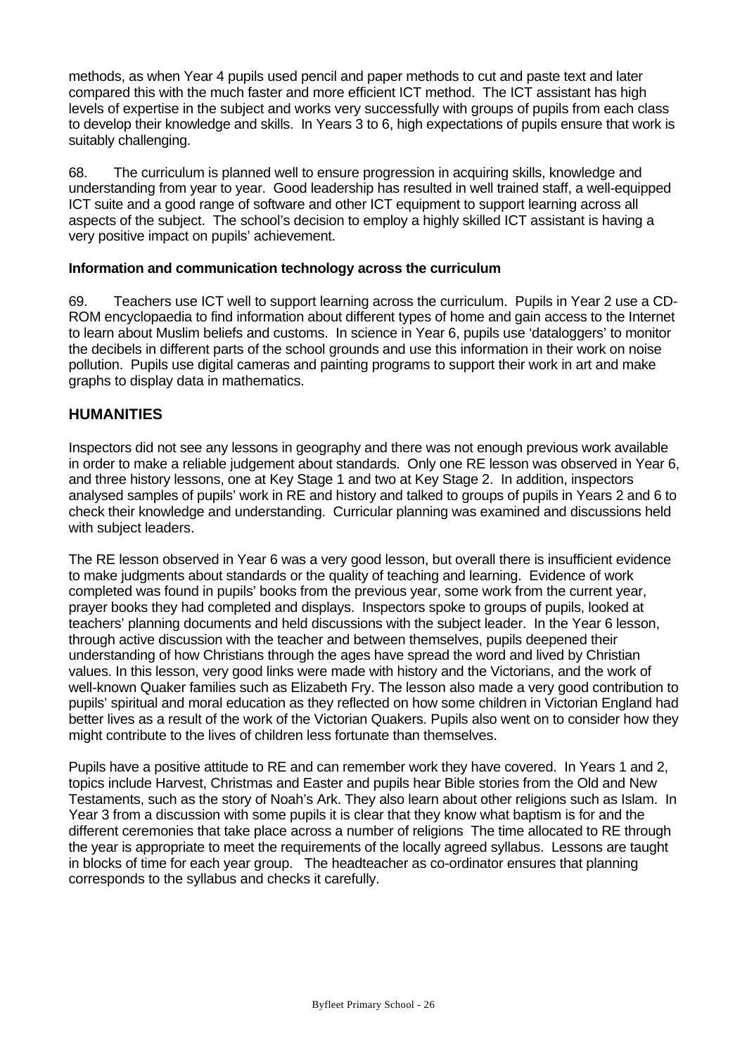methods, as when Year 4 pupils used pencil and paper methods to cut and paste text and later compared this with the much faster and more efficient ICT method. The ICT assistant has high levels of expertise in the subject and works very successfully with groups of pupils from each class to develop their knowledge and skills. In Years 3 to 6, high expectations of pupils ensure that work is suitably challenging.

68. The curriculum is planned well to ensure progression in acquiring skills, knowledge and understanding from year to year. Good leadership has resulted in well trained staff, a well-equipped ICT suite and a good range of software and other ICT equipment to support learning across all aspects of the subject. The school's decision to employ a highly skilled ICT assistant is having a very positive impact on pupils' achievement.

**Information and communication technology across the curriculum**

69. Teachers use ICT well to support learning across the curriculum. Pupils in Year 2 use a CD-ROM encyclopaedia to find information about different types of home and gain access to the Internet to learn about Muslim beliefs and customs. In science in Year 6, pupils use 'dataloggers' to monitor the decibels in different parts of the school grounds and use this information in their work on noise pollution. Pupils use digital cameras and painting programs to support their work in art and make graphs to display data in mathematics.

## HUMANITIES

Inspectors did not see any lessons in geography and there was not enough previous work available in order to make a reliable judgement about standards. Only one RE lesson was observed in Year 6, and three history lessons, one at Key Stage 1 and two at Key Stage 2. In addition, inspectors analysed samples of pupils' work in RE and history and talked to groups of pupils in Years 2 and 6 to check their knowledge and understanding. Curricular planning was examined and discussions held with subject leaders.

The RE lesson observed in Year 6 was a very good lesson, but overall there is insufficient evidence to make judgments about standards or the quality of teaching and learning. Evidence of work completed was found in pupils' books from the previous year, some work from the current year, prayer books they had completed and displays. Inspectors spoke to groups of pupils, looked at teachers' planning documents and held discussions with the subject leader. In the Year 6 lesson, through active discussion with the teacher and between themselves, pupils deepened their understanding of how Christians through the ages have spread the word and lived by Christian values. In this lesson, very good links were made with history and the Victorians, and the work of well-known Quaker families such as Elizabeth Fry. The lesson also made a very good contribution to pupils' spiritual and moral education as they reflected on how some children in Victorian England had better lives as a result of the work of the Victorian Quakers. Pupils also went on to consider how they might contribute to the lives of children less fortunate than themselves.

Pupils have a positive attitude to RE and can remember work they have covered. In Years 1 and 2, topics include Harvest, Christmas and Easter and pupils hear Bible stories from the Old and New Testaments, such as the story of Noah's Ark. They also learn about other religions such as Islam. In Year 3 from a discussion with some pupils it is clear that they know what baptism is for and the different ceremonies that take place across a number of religions The time allocated to RE through the year is appropriate to meet the requirements of the locally agreed syllabus. Lessons are taught in blocks of time for each year group. The headteacher as co-ordinator ensures that planning corresponds to the syllabus and checks it carefully.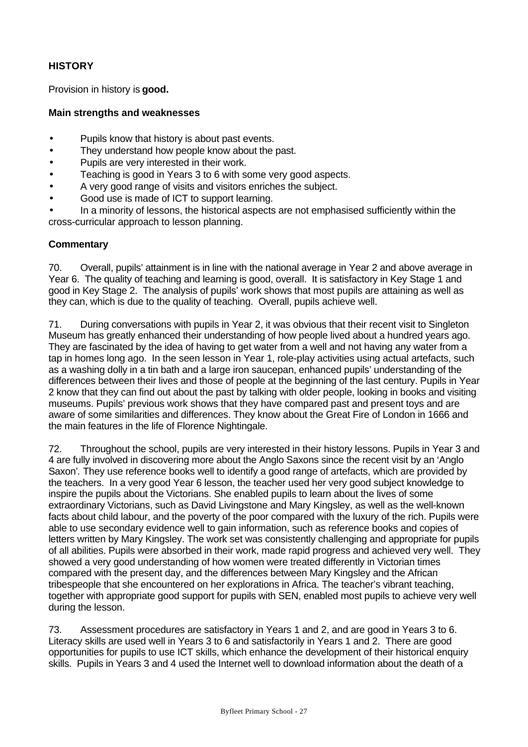## HISTORY

Provision in history is **good.**

### Main strengths and weaknesses

- Pupils know that history is about past events.
- They understand how people know about the past.
- Pupils are very interested in their work.
- Teaching is good in Years 3 to 6 with some very good aspects.
- A very good range of visits and visitors enriches the subject.
- Good use is made of ICT to support learning.
- In a minority of lessons, the historical aspects are not emphasised sufficiently within the cross-curricular approach to lesson planning.

### Commentary

70. Overall, pupils' attainment is in line with the national average in Year 2 and above average in Year 6. The quality of teaching and learning is good, overall. It is satisfactory in Key Stage 1 and good in Key Stage 2. The analysis of pupils' work shows that most pupils are attaining as well as they can, which is due to the quality of teaching. Overall, pupils achieve well.

71. During conversations with pupils in Year 2, it was obvious that their recent visit to Singleton Museum has greatly enhanced their understanding of how people lived about a hundred years ago. They are fascinated by the idea of having to get water from a well and not having any water from a tap in homes long ago. In the seen lesson in Year 1, role-play activities using actual artefacts, such as a washing dolly in a tin bath and a large iron saucepan, enhanced pupils' understanding of the differences between their lives and those of people at the beginning of the last century. Pupils in Year 2 know that they can find out about the past by talking with older people, looking in books and visiting museums. Pupils' previous work shows that they have compared past and present toys and are aware of some similarities and differences. They know about the Great Fire of London in 1666 and the main features in the life of Florence Nightingale.

72. Throughout the school, pupils are very interested in their history lessons. Pupils in Year 3 and 4 are fully involved in discovering more about the Anglo Saxons since the recent visit by an 'Anglo Saxon'. They use reference books well to identify a good range of artefacts, which are provided by the teachers. In a very good Year 6 lesson, the teacher used her very good subject knowledge to inspire the pupils about the Victorians. She enabled pupils to learn about the lives of some extraordinary Victorians, such as David Livingstone and Mary Kingsley, as well as the well-known facts about child labour, and the poverty of the poor compared with the luxury of the rich. Pupils were able to use secondary evidence well to gain information, such as reference books and copies of letters written by Mary Kingsley. The work set was consistently challenging and appropriate for pupils of all abilities. Pupils were absorbed in their work, made rapid progress and achieved very well. They showed a very good understanding of how women were treated differently in Victorian times compared with the present day, and the differences between Mary Kingsley and the African tribespeople that she encountered on her explorations in Africa. The teacher's vibrant teaching, together with appropriate good support for pupils with SEN, enabled most pupils to achieve very well during the lesson.

73. Assessment procedures are satisfactory in Years 1 and 2, and are good in Years 3 to 6. Literacy skills are used well in Years 3 to 6 and satisfactorily in Years 1 and 2. There are good opportunities for pupils to use ICT skills, which enhance the development of their historical enquiry skills. Pupils in Years 3 and 4 used the Internet well to download information about the death of a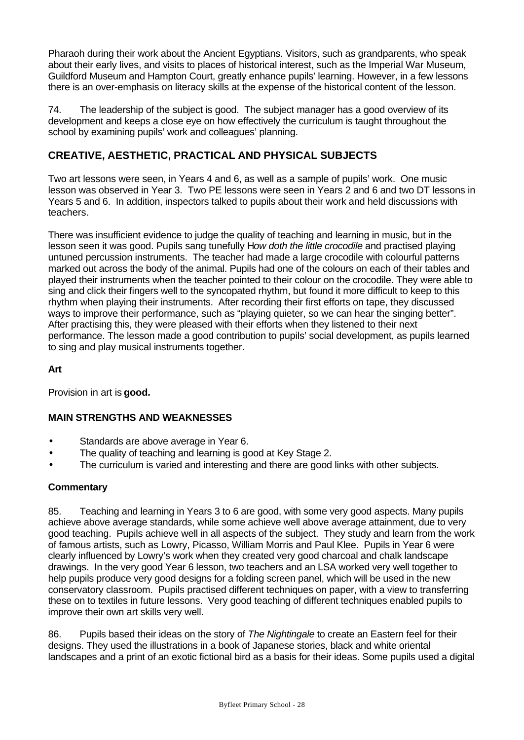Pharaoh during their work about the Ancient Egyptians. Visitors, such as grandparents, who speak about their early lives, and visits to places of historical interest, such as the Imperial War Museum, Guildford Museum and Hampton Court, greatly enhance pupils' learning. However, in a few lessons there is an over-emphasis on literacy skills at the expense of the historical content of the lesson.

74. The leadership of the subject is good. The subject manager has a good overview of its development and keeps a close eye on how effectively the curriculum is taught throughout the school by examining pupils' work and colleagues' planning.

## CREATIVE, AESTHETIC, PRACTICAL AND PHYSICAL SUBJECTS

Two art lessons were seen, in Years 4 and 6, as well as a sample of pupils' work. One music lesson was observed in Year 3. Two PE lessons were seen in Years 2 and 6 and two DT lessons in Years 5 and 6. In addition, inspectors talked to pupils about their work and held discussions with teachers.

There was insufficient evidence to judge the quality of teaching and learning in music, but in the lesson seen it was good. Pupils sang tunefully H*ow doth the little crocodile* and practised playing untuned percussion instruments. The teacher had made a large crocodile with colourful patterns marked out across the body of the animal. Pupils had one of the colours on each of their tables and played their instruments when the teacher pointed to their colour on the crocodile. They were able to sing and click their fingers well to the syncopated rhythm, but found it more difficult to keep to this rhythm when playing their instruments. After recording their first efforts on tape, they discussed ways to improve their performance, such as "playing quieter, so we can hear the singing better". After practising this, they were pleased with their efforts when they listened to their next performance. The lesson made a good contribution to pupils' social development, as pupils learned to sing and play musical instruments together.

**Art**

Provision in art is **good.**

### MAIN STRENGTHS AND WEAKNESSES

- Standards are above average in Year 6.
- The quality of teaching and learning is good at Key Stage 2.
- The curriculum is varied and interesting and there are good links with other subjects.

### Commentary

85. Teaching and learning in Years 3 to 6 are good, with some very good aspects. Many pupils achieve above average standards, while some achieve well above average attainment, due to very good teaching. Pupils achieve well in all aspects of the subject. They study and learn from the work of famous artists, such as Lowry, Picasso, William Morris and Paul Klee. Pupils in Year 6 were clearly influenced by Lowry's work when they created very good charcoal and chalk landscape drawings. In the very good Year 6 lesson, two teachers and an LSA worked very well together to help pupils produce very good designs for a folding screen panel, which will be used in the new conservatory classroom. Pupils practised different techniques on paper, with a view to transferring these on to textiles in future lessons. Very good teaching of different techniques enabled pupils to improve their own art skills very well.

86. Pupils based their ideas on the story of *The Nightingale* to create an Eastern feel for their designs. They used the illustrations in a book of Japanese stories, black and white oriental landscapes and a print of an exotic fictional bird as a basis for their ideas. Some pupils used a digital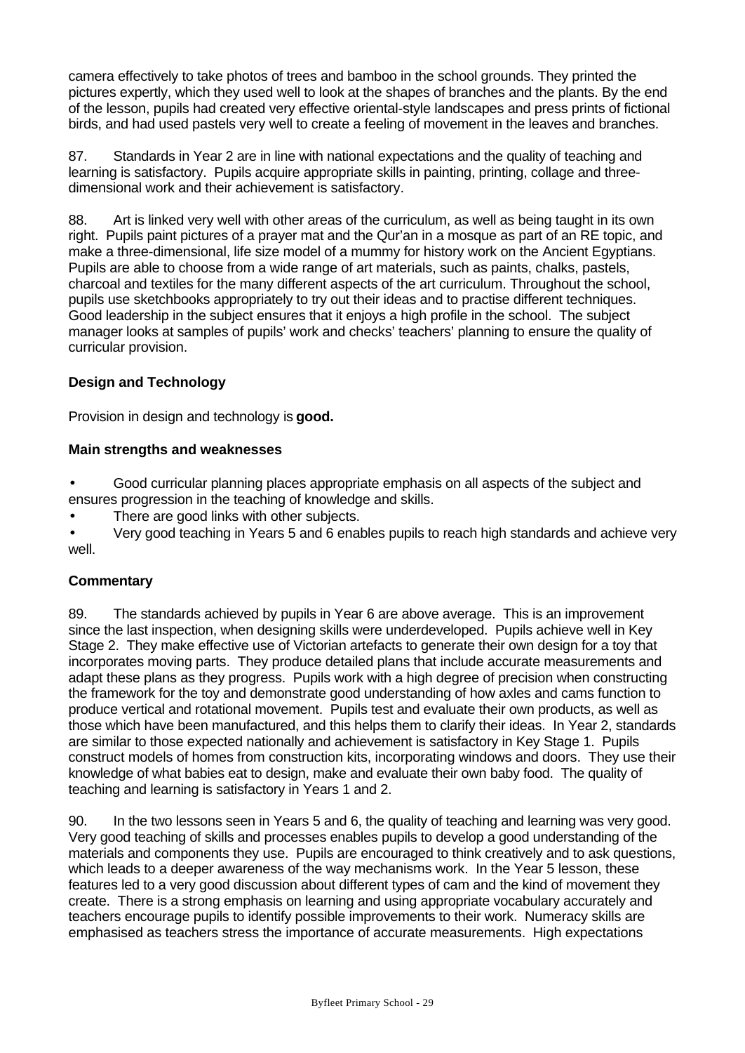camera effectively to take photos of trees and bamboo in the school grounds. They printed the pictures expertly, which they used well to look at the shapes of branches and the plants. By the end of the lesson, pupils had created very effective oriental-style landscapes and press prints of fictional birds, and had used pastels very well to create a feeling of movement in the leaves and branches.

87. Standards in Year 2 are in line with national expectations and the quality of teaching and learning is satisfactory. Pupils acquire appropriate skills in painting, printing, collage and three-dimensional work and their achievement is satisfactory.

88. Art is linked very well with other areas of the curriculum, as well as being taught in its own right. Pupils paint pictures of a prayer mat and the Qur'an in a mosque as part of an RE topic, and make a three-dimensional, life size model of a mummy for history work on the Ancient Egyptians. Pupils are able to choose from a wide range of art materials, such as paints, chalks, pastels, charcoal and textiles for the many different aspects of the art curriculum. Throughout the school, pupils use sketchbooks appropriately to try out their ideas and to practise different techniques. Good leadership in the subject ensures that it enjoys a high profile in the school. The subject manager looks at samples of pupils' work and checks' teachers' planning to ensure the quality of curricular provision.

### Design and Technology

Provision in design and technology is **good.**

#### Main strengths and weaknesses

- Good curricular planning places appropriate emphasis on all aspects of the subject and ensures progression in the teaching of knowledge and skills.
- There are good links with other subjects.
- Very good teaching in Years 5 and 6 enables pupils to reach high standards and achieve very well.

#### Commentary

89. The standards achieved by pupils in Year 6 are above average. This is an improvement since the last inspection, when designing skills were underdeveloped. Pupils achieve well in Key Stage 2. They make effective use of Victorian artefacts to generate their own design for a toy that incorporates moving parts. They produce detailed plans that include accurate measurements and adapt these plans as they progress. Pupils work with a high degree of precision when constructing the framework for the toy and demonstrate good understanding of how axles and cams function to produce vertical and rotational movement. Pupils test and evaluate their own products, as well as those which have been manufactured, and this helps them to clarify their ideas. In Year 2, standards are similar to those expected nationally and achievement is satisfactory in Key Stage 1. Pupils construct models of homes from construction kits, incorporating windows and doors. They use their knowledge of what babies eat to design, make and evaluate their own baby food. The quality of teaching and learning is satisfactory in Years 1 and 2.

90. In the two lessons seen in Years 5 and 6, the quality of teaching and learning was very good. Very good teaching of skills and processes enables pupils to develop a good understanding of the materials and components they use. Pupils are encouraged to think creatively and to ask questions, which leads to a deeper awareness of the way mechanisms work. In the Year 5 lesson, these features led to a very good discussion about different types of cam and the kind of movement they create. There is a strong emphasis on learning and using appropriate vocabulary accurately and teachers encourage pupils to identify possible improvements to their work. Numeracy skills are emphasised as teachers stress the importance of accurate measurements. High expectations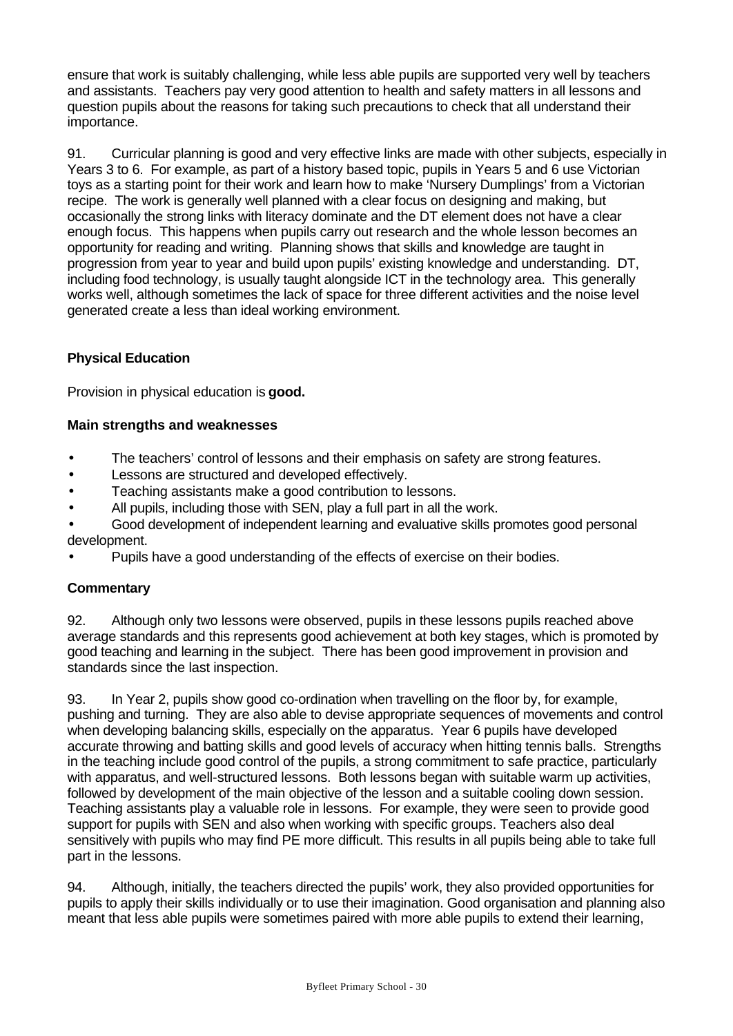ensure that work is suitably challenging, while less able pupils are supported very well by teachers and assistants. Teachers pay very good attention to health and safety matters in all lessons and question pupils about the reasons for taking such precautions to check that all understand their importance.

91. Curricular planning is good and very effective links are made with other subjects, especially in Years 3 to 6. For example, as part of a history based topic, pupils in Years 5 and 6 use Victorian toys as a starting point for their work and learn how to make 'Nursery Dumplings' from a Victorian recipe. The work is generally well planned with a clear focus on designing and making, but occasionally the strong links with literacy dominate and the DT element does not have a clear enough focus. This happens when pupils carry out research and the whole lesson becomes an opportunity for reading and writing. Planning shows that skills and knowledge are taught in progression from year to year and build upon pupils' existing knowledge and understanding. DT, including food technology, is usually taught alongside ICT in the technology area. This generally works well, although sometimes the lack of space for three different activities and the noise level generated create a less than ideal working environment.

### Physical Education

Provision in physical education is **good.**

#### Main strengths and weaknesses

- The teachers' control of lessons and their emphasis on safety are strong features.
- Lessons are structured and developed effectively.
- Teaching assistants make a good contribution to lessons.
- All pupils, including those with SEN, play a full part in all the work.
- Good development of independent learning and evaluative skills promotes good personal development.
- Pupils have a good understanding of the effects of exercise on their bodies.

#### Commentary

92. Although only two lessons were observed, pupils in these lessons pupils reached above average standards and this represents good achievement at both key stages, which is promoted by good teaching and learning in the subject. There has been good improvement in provision and standards since the last inspection.

93. In Year 2, pupils show good co-ordination when travelling on the floor by, for example, pushing and turning. They are also able to devise appropriate sequences of movements and control when developing balancing skills, especially on the apparatus. Year 6 pupils have developed accurate throwing and batting skills and good levels of accuracy when hitting tennis balls. Strengths in the teaching include good control of the pupils, a strong commitment to safe practice, particularly with apparatus, and well-structured lessons. Both lessons began with suitable warm up activities, followed by development of the main objective of the lesson and a suitable cooling down session. Teaching assistants play a valuable role in lessons. For example, they were seen to provide good support for pupils with SEN and also when working with specific groups. Teachers also deal sensitively with pupils who may find PE more difficult. This results in all pupils being able to take full part in the lessons.

94. Although, initially, the teachers directed the pupils' work, they also provided opportunities for pupils to apply their skills individually or to use their imagination. Good organisation and planning also meant that less able pupils were sometimes paired with more able pupils to extend their learning,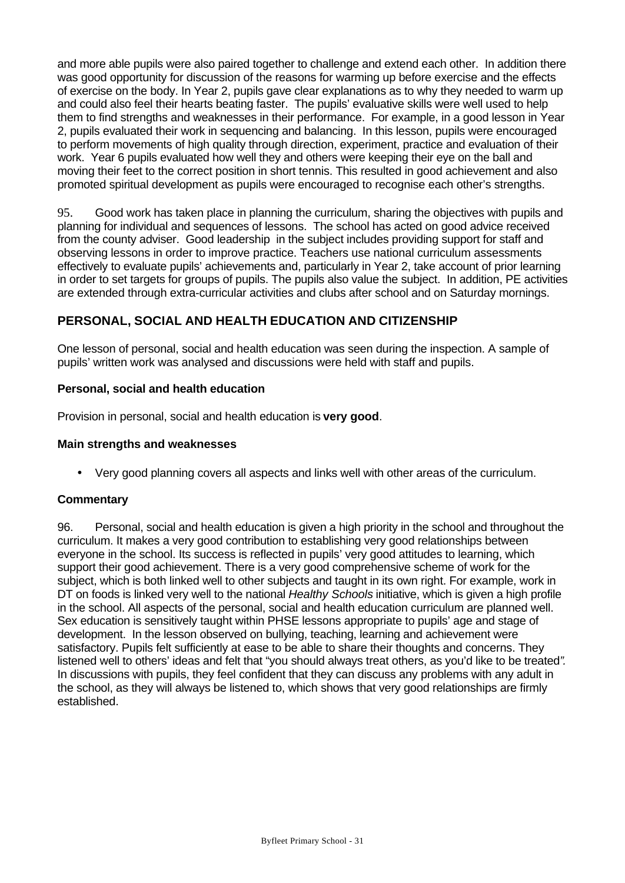and more able pupils were also paired together to challenge and extend each other. In addition there was good opportunity for discussion of the reasons for warming up before exercise and the effects of exercise on the body. In Year 2, pupils gave clear explanations as to why they needed to warm up and could also feel their hearts beating faster. The pupils' evaluative skills were well used to help them to find strengths and weaknesses in their performance. For example, in a good lesson in Year 2, pupils evaluated their work in sequencing and balancing. In this lesson, pupils were encouraged to perform movements of high quality through direction, experiment, practice and evaluation of their work. Year 6 pupils evaluated how well they and others were keeping their eye on the ball and moving their feet to the correct position in short tennis. This resulted in good achievement and also promoted spiritual development as pupils were encouraged to recognise each other's strengths.

95. Good work has taken place in planning the curriculum, sharing the objectives with pupils and planning for individual and sequences of lessons. The school has acted on good advice received from the county adviser. Good leadership in the subject includes providing support for staff and observing lessons in order to improve practice. Teachers use national curriculum assessments effectively to evaluate pupils' achievements and, particularly in Year 2, take account of prior learning in order to set targets for groups of pupils. The pupils also value the subject. In addition, PE activities are extended through extra-curricular activities and clubs after school and on Saturday mornings.

## PERSONAL, SOCIAL AND HEALTH EDUCATION AND CITIZENSHIP

One lesson of personal, social and health education was seen during the inspection. A sample of pupils' written work was analysed and discussions were held with staff and pupils.

### Personal, social and health education

Provision in personal, social and health education is **very good**.

#### Main strengths and weaknesses

- Very good planning covers all aspects and links well with other areas of the curriculum.

#### Commentary

96. Personal, social and health education is given a high priority in the school and throughout the curriculum. It makes a very good contribution to establishing very good relationships between everyone in the school. Its success is reflected in pupils' very good attitudes to learning, which support their good achievement. There is a very good comprehensive scheme of work for the subject, which is both linked well to other subjects and taught in its own right. For example, work in DT on foods is linked very well to the national *Healthy Schools* initiative, which is given a high profile in the school. All aspects of the personal, social and health education curriculum are planned well. Sex education is sensitively taught within PHSE lessons appropriate to pupils' age and stage of development. In the lesson observed on bullying, teaching, learning and achievement were satisfactory. Pupils felt sufficiently at ease to be able to share their thoughts and concerns. They listened well to others' ideas and felt that "you should always treat others, as you'd like to be treated". In discussions with pupils, they feel confident that they can discuss any problems with any adult in the school, as they will always be listened to, which shows that very good relationships are firmly established.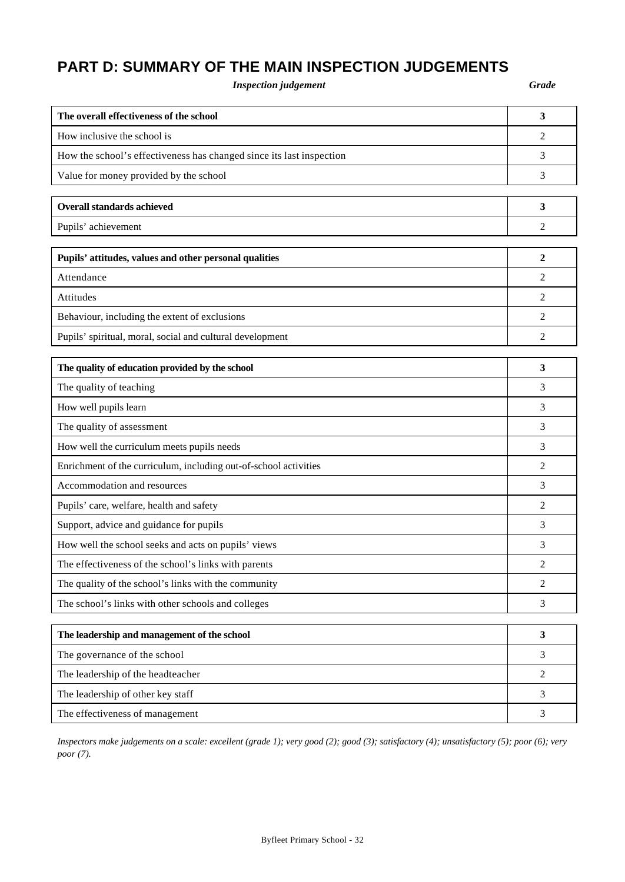# PART D: SUMMARY OF THE MAIN INSPECTION JUDGEMENTS

| *Inspection judgement* | *Grade* |
|---|---|
| **The overall effectiveness of the school** | **3** |
| How inclusive the school is | 2 |
| How the school's effectiveness has changed since its last inspection | 3 |
| Value for money provided by the school | 3 |
| **Overall standards achieved** | **3** |
| Pupils' achievement | 2 |
| **Pupils' attitudes, values and other personal qualities** | **2** |
| Attendance | 2 |
| Attitudes | 2 |
| Behaviour, including the extent of exclusions | 2 |
| Pupils' spiritual, moral, social and cultural development | 2 |
| **The quality of education provided by the school** | **3** |
| The quality of teaching | 3 |
| How well pupils learn | 3 |
| The quality of assessment | 3 |
| How well the curriculum meets pupils needs | 3 |
| Enrichment of the curriculum, including out-of-school activities | 2 |
| Accommodation and resources | 3 |
| Pupils' care, welfare, health and safety | 2 |
| Support, advice and guidance for pupils | 3 |
| How well the school seeks and acts on pupils' views | 3 |
| The effectiveness of the school's links with parents | 2 |
| The quality of the school's links with the community | 2 |
| The school's links with other schools and colleges | 3 |
| **The leadership and management of the school** | **3** |
| The governance of the school | 3 |
| The leadership of the headteacher | 2 |
| The leadership of other key staff | 3 |
| The effectiveness of management | 3 |

*Inspectors make judgements on a scale: excellent (grade 1); very good (2); good (3); satisfactory (4); unsatisfactory (5); poor (6); very poor (7).*